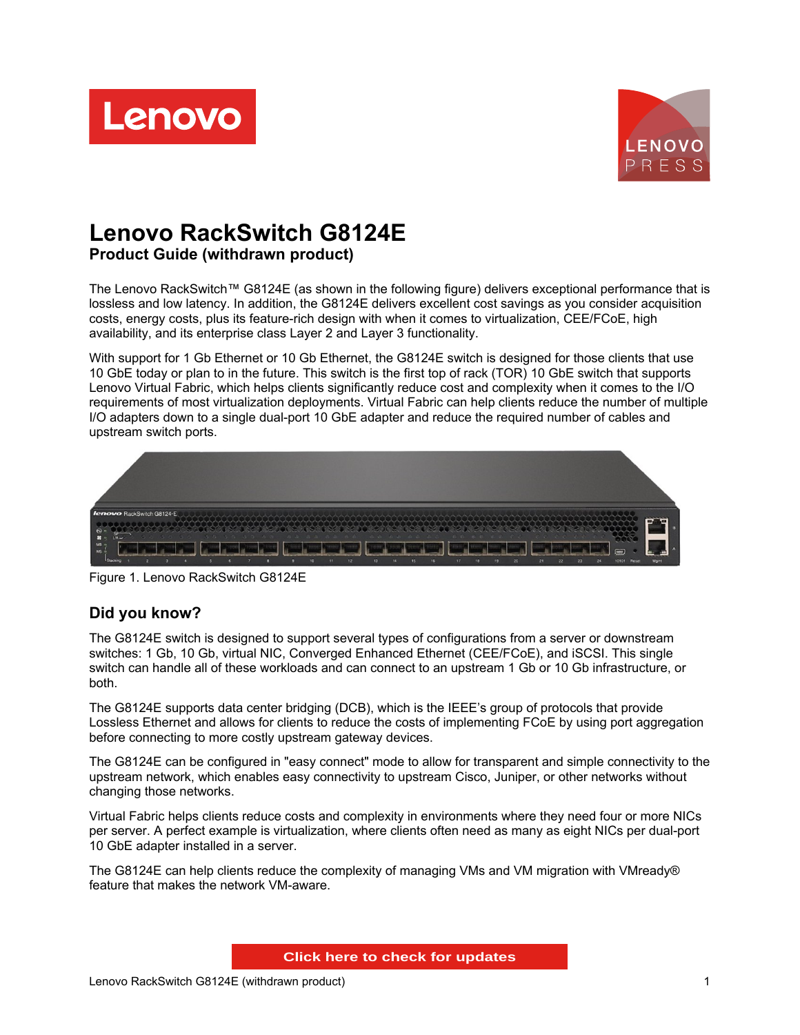# Lenovo RackSwitch G8124E

## Product Guide (withdrawn product)

The Lenovo RackSwitch™ G8124E (as shown in the following figure) delivers exceptional performance that is lossless and low latency. In addition, the G8124E delivers excellent cost savings as you consider acquisition costs, energy costs, plus its feature-rich design with when it comes to virtualization, CEE/FCoE, high availability, and its enterprise class Layer 2 and Layer 3 functionality.

With support for 1 Gb Ethernet or 10 Gb Ethernet, the G8124E switch is designed for those clients that use 10 GbE today or plan to in the future. This switch is the first top of rack (TOR) 10 GbE switch that supports Lenovo Virtual Fabric, which helps clients significantly reduce cost and complexity when it comes to the I/O requirements of most virtualization deployments. Virtual Fabric can help clients reduce the number of multiple I/O adapters down to a single dual-port 10 GbE adapter and reduce the required number of cables and upstream switch ports.

Figure 1. Lenovo RackSwitch G8124E

## Did you know?

The G8124E switch is designed to support several types of configurations from a server or downstream switches: 1 Gb, 10 Gb, virtual NIC, Converged Enhanced Ethernet (CEE/FCoE), and iSCSI. This single switch can handle all of these workloads and can connect to an upstream 1 Gb or 10 Gb infrastructure, or both.

The G8124E supports data center bridging (DCB), which is the IEEE's group of protocols that provide Lossless Ethernet and allows for clients to reduce the costs of implementing FCoE by using port aggregation before connecting to more costly upstream gateway devices.

The G8124E can be configured in "easy connect" mode to allow for transparent and simple connectivity to the upstream network, which enables easy connectivity to upstream Cisco, Juniper, or other networks without changing those networks.

Virtual Fabric helps clients reduce costs and complexity in environments where they need four or more NICs per server. A perfect example is virtualization, where clients often need as many as eight NICs per dual-port 10 GbE adapter installed in a server.

The G8124E can help clients reduce the complexity of managing VMs and VM migration with VMready® feature that makes the network VM-aware.

Click here to check for updates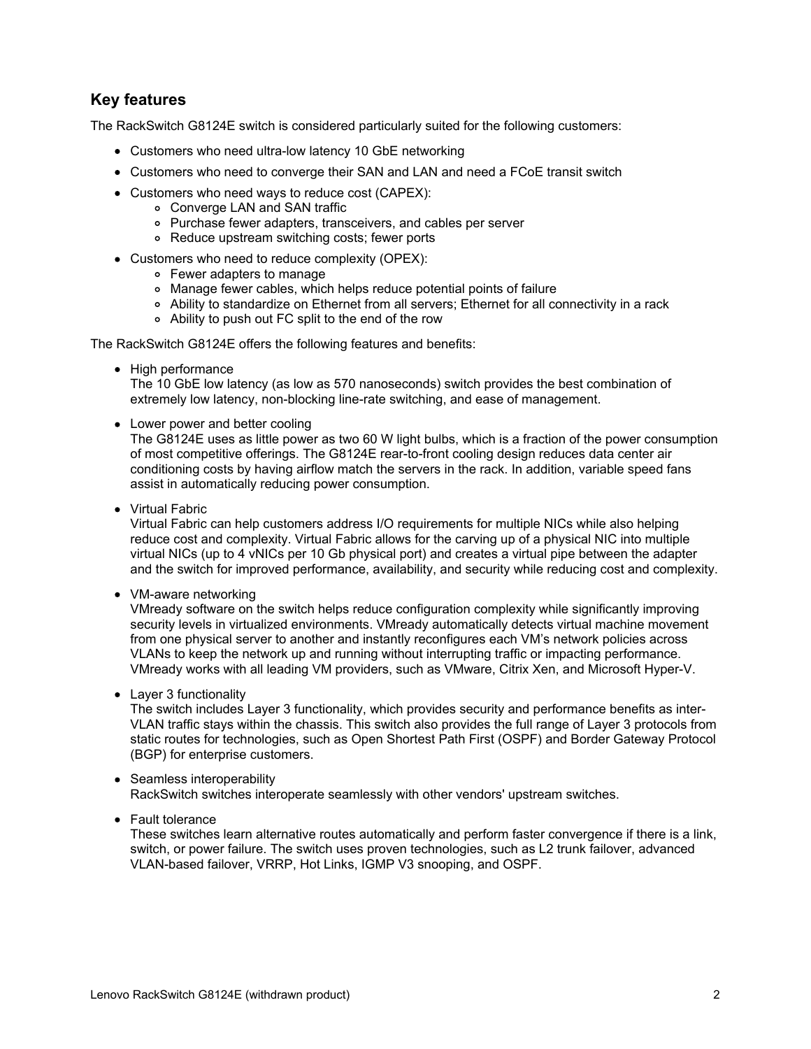## Key features

The RackSwitch G8124E switch is considered particularly suited for the following customers:

- Customers who need ultra-low latency 10 GbE networking
- Customers who need to converge their SAN and LAN and need a FCoE transit switch
- Customers who need ways to reduce cost (CAPEX):
  - Converge LAN and SAN traffic
  - Purchase fewer adapters, transceivers, and cables per server
  - Reduce upstream switching costs; fewer ports
- Customers who need to reduce complexity (OPEX):
  - Fewer adapters to manage
  - Manage fewer cables, which helps reduce potential points of failure
  - Ability to standardize on Ethernet from all servers; Ethernet for all connectivity in a rack
  - Ability to push out FC split to the end of the row

The RackSwitch G8124E offers the following features and benefits:

- High performance
  The 10 GbE low latency (as low as 570 nanoseconds) switch provides the best combination of extremely low latency, non-blocking line-rate switching, and ease of management.
- Lower power and better cooling
  The G8124E uses as little power as two 60 W light bulbs, which is a fraction of the power consumption of most competitive offerings. The G8124E rear-to-front cooling design reduces data center air conditioning costs by having airflow match the servers in the rack. In addition, variable speed fans assist in automatically reducing power consumption.
- Virtual Fabric
  Virtual Fabric can help customers address I/O requirements for multiple NICs while also helping reduce cost and complexity. Virtual Fabric allows for the carving up of a physical NIC into multiple virtual NICs (up to 4 vNICs per 10 Gb physical port) and creates a virtual pipe between the adapter and the switch for improved performance, availability, and security while reducing cost and complexity.
- VM-aware networking
  VMready software on the switch helps reduce configuration complexity while significantly improving security levels in virtualized environments. VMready automatically detects virtual machine movement from one physical server to another and instantly reconfigures each VM's network policies across VLANs to keep the network up and running without interrupting traffic or impacting performance. VMready works with all leading VM providers, such as VMware, Citrix Xen, and Microsoft Hyper-V.
- Layer 3 functionality
  The switch includes Layer 3 functionality, which provides security and performance benefits as inter-VLAN traffic stays within the chassis. This switch also provides the full range of Layer 3 protocols from static routes for technologies, such as Open Shortest Path First (OSPF) and Border Gateway Protocol (BGP) for enterprise customers.
- Seamless interoperability
  RackSwitch switches interoperate seamlessly with other vendors' upstream switches.
- Fault tolerance
  These switches learn alternative routes automatically and perform faster convergence if there is a link, switch, or power failure. The switch uses proven technologies, such as L2 trunk failover, advanced VLAN-based failover, VRRP, Hot Links, IGMP V3 snooping, and OSPF.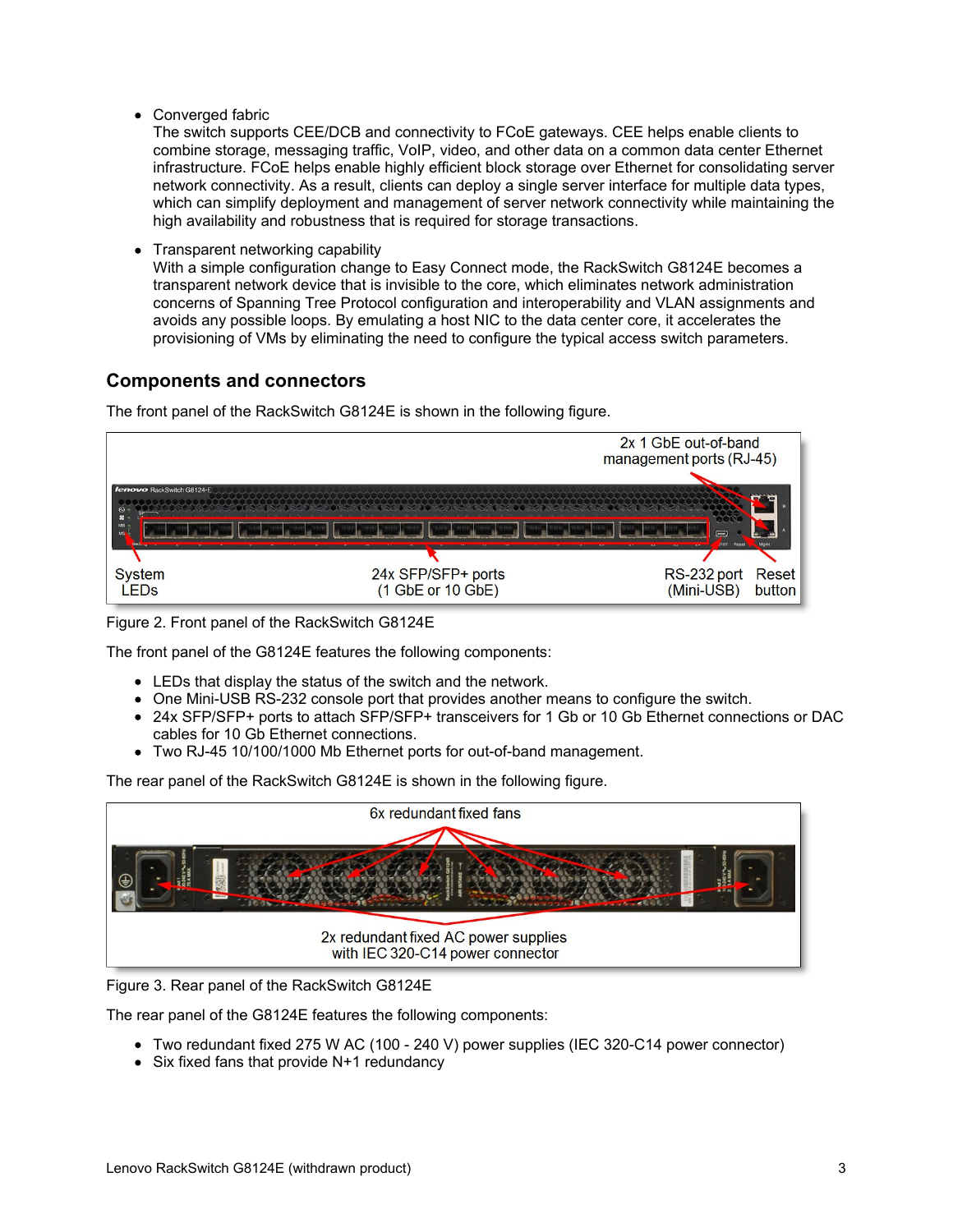- Converged fabric
  The switch supports CEE/DCB and connectivity to FCoE gateways. CEE helps enable clients to combine storage, messaging traffic, VoIP, video, and other data on a common data center Ethernet infrastructure. FCoE helps enable highly efficient block storage over Ethernet for consolidating server network connectivity. As a result, clients can deploy a single server interface for multiple data types, which can simplify deployment and management of server network connectivity while maintaining the high availability and robustness that is required for storage transactions.
- Transparent networking capability
  With a simple configuration change to Easy Connect mode, the RackSwitch G8124E becomes a transparent network device that is invisible to the core, which eliminates network administration concerns of Spanning Tree Protocol configuration and interoperability and VLAN assignments and avoids any possible loops. By emulating a host NIC to the data center core, it accelerates the provisioning of VMs by eliminating the need to configure the typical access switch parameters.

## Components and connectors

The front panel of the RackSwitch G8124E is shown in the following figure.

Figure 2. Front panel of the RackSwitch G8124E

The front panel of the G8124E features the following components:

- LEDs that display the status of the switch and the network.
- One Mini-USB RS-232 console port that provides another means to configure the switch.
- 24x SFP/SFP+ ports to attach SFP/SFP+ transceivers for 1 Gb or 10 Gb Ethernet connections or DAC cables for 10 Gb Ethernet connections.
- Two RJ-45 10/100/1000 Mb Ethernet ports for out-of-band management.

The rear panel of the RackSwitch G8124E is shown in the following figure.

Figure 3. Rear panel of the RackSwitch G8124E

The rear panel of the G8124E features the following components:

- Two redundant fixed 275 W AC (100 - 240 V) power supplies (IEC 320-C14 power connector)
- Six fixed fans that provide N+1 redundancy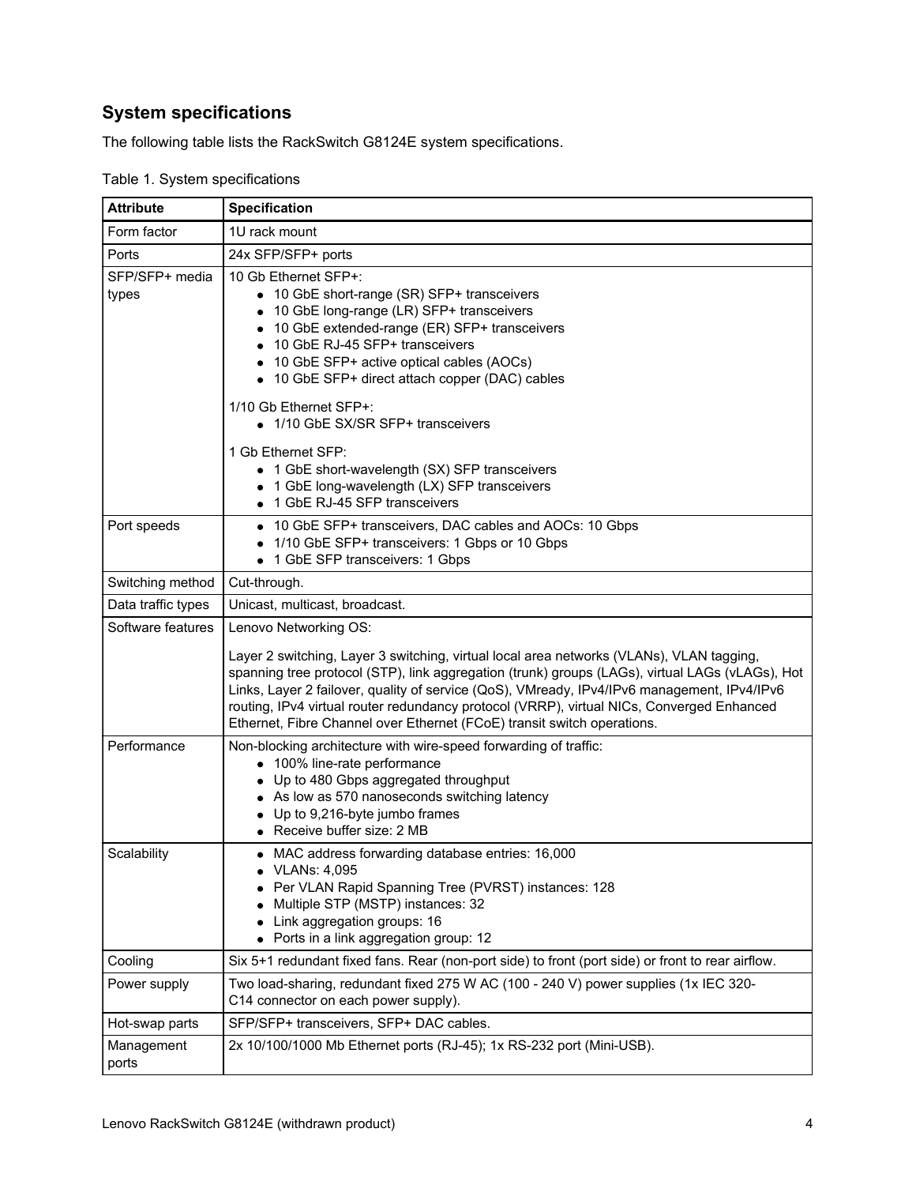## System specifications

The following table lists the RackSwitch G8124E system specifications.

Table 1. System specifications

| Attribute | Specification |
|---|---|
| Form factor | 1U rack mount |
| Ports | 24x SFP/SFP+ ports |
| SFP/SFP+ media types | 10 Gb Ethernet SFP+:<br>• 10 GbE short-range (SR) SFP+ transceivers<br>• 10 GbE long-range (LR) SFP+ transceivers<br>• 10 GbE extended-range (ER) SFP+ transceivers<br>• 10 GbE RJ-45 SFP+ transceivers<br>• 10 GbE SFP+ active optical cables (AOCs)<br>• 10 GbE SFP+ direct attach copper (DAC) cables<br><br>1/10 Gb Ethernet SFP+:<br>• 1/10 GbE SX/SR SFP+ transceivers<br><br>1 Gb Ethernet SFP:<br>• 1 GbE short-wavelength (SX) SFP transceivers<br>• 1 GbE long-wavelength (LX) SFP transceivers<br>• 1 GbE RJ-45 SFP transceivers |
| Port speeds | • 10 GbE SFP+ transceivers, DAC cables and AOCs: 10 Gbps<br>• 1/10 GbE SFP+ transceivers: 1 Gbps or 10 Gbps<br>• 1 GbE SFP transceivers: 1 Gbps |
| Switching method | Cut-through. |
| Data traffic types | Unicast, multicast, broadcast. |
| Software features | Lenovo Networking OS:<br><br>Layer 2 switching, Layer 3 switching, virtual local area networks (VLANs), VLAN tagging, spanning tree protocol (STP), link aggregation (trunk) groups (LAGs), virtual LAGs (vLAGs), Hot Links, Layer 2 failover, quality of service (QoS), VMready, IPv4/IPv6 management, IPv4/IPv6 routing, IPv4 virtual router redundancy protocol (VRRP), virtual NICs, Converged Enhanced Ethernet, Fibre Channel over Ethernet (FCoE) transit switch operations. |
| Performance | Non-blocking architecture with wire-speed forwarding of traffic:<br>• 100% line-rate performance<br>• Up to 480 Gbps aggregated throughput<br>• As low as 570 nanoseconds switching latency<br>• Up to 9,216-byte jumbo frames<br>• Receive buffer size: 2 MB |
| Scalability | • MAC address forwarding database entries: 16,000<br>• VLANs: 4,095<br>• Per VLAN Rapid Spanning Tree (PVRST) instances: 128<br>• Multiple STP (MSTP) instances: 32<br>• Link aggregation groups: 16<br>• Ports in a link aggregation group: 12 |
| Cooling | Six 5+1 redundant fixed fans. Rear (non-port side) to front (port side) or front to rear airflow. |
| Power supply | Two load-sharing, redundant fixed 275 W AC (100 - 240 V) power supplies (1x IEC 320-C14 connector on each power supply). |
| Hot-swap parts | SFP/SFP+ transceivers, SFP+ DAC cables. |
| Management ports | 2x 10/100/1000 Mb Ethernet ports (RJ-45); 1x RS-232 port (Mini-USB). |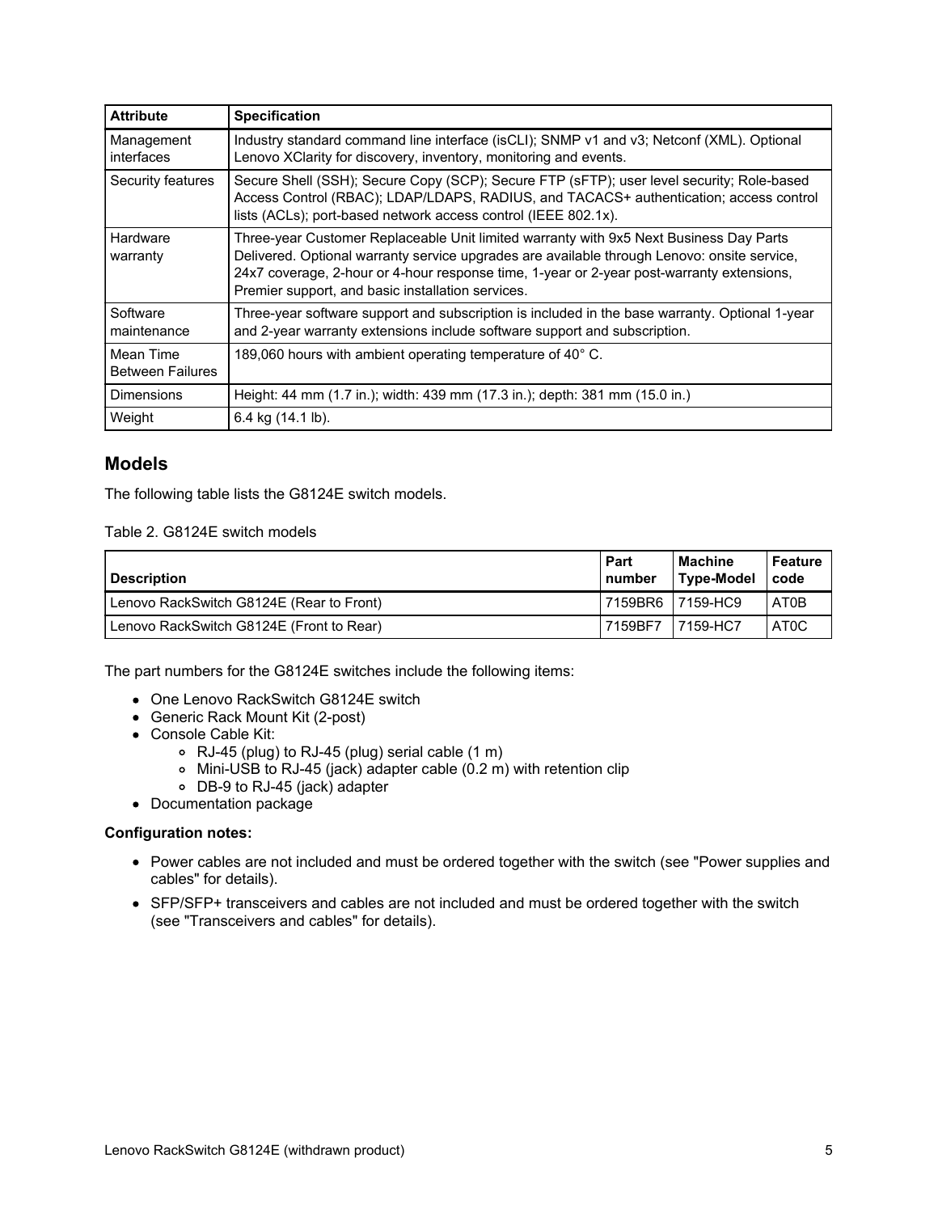| Attribute | Specification |
| --- | --- |
| Management interfaces | Industry standard command line interface (isCLI); SNMP v1 and v3; Netconf (XML). Optional Lenovo XClarity for discovery, inventory, monitoring and events. |
| Security features | Secure Shell (SSH); Secure Copy (SCP); Secure FTP (sFTP); user level security; Role-based Access Control (RBAC); LDAP/LDAPS, RADIUS, and TACACS+ authentication; access control lists (ACLs); port-based network access control (IEEE 802.1x). |
| Hardware warranty | Three-year Customer Replaceable Unit limited warranty with 9x5 Next Business Day Parts Delivered. Optional warranty service upgrades are available through Lenovo: onsite service, 24x7 coverage, 2-hour or 4-hour response time, 1-year or 2-year post-warranty extensions, Premier support, and basic installation services. |
| Software maintenance | Three-year software support and subscription is included in the base warranty. Optional 1-year and 2-year warranty extensions include software support and subscription. |
| Mean Time Between Failures | 189,060 hours with ambient operating temperature of 40° C. |
| Dimensions | Height: 44 mm (1.7 in.); width: 439 mm (17.3 in.); depth: 381 mm (15.0 in.) |
| Weight | 6.4 kg (14.1 lb). |

## Models

The following table lists the G8124E switch models.

Table 2. G8124E switch models

| Description | Part number | Machine Type-Model | Feature code |
| --- | --- | --- | --- |
| Lenovo RackSwitch G8124E (Rear to Front) | 7159BR6 | 7159-HC9 | AT0B |
| Lenovo RackSwitch G8124E (Front to Rear) | 7159BF7 | 7159-HC7 | AT0C |

The part numbers for the G8124E switches include the following items:

- One Lenovo RackSwitch G8124E switch
- Generic Rack Mount Kit (2-post)
- Console Cable Kit:
  - RJ-45 (plug) to RJ-45 (plug) serial cable (1 m)
  - Mini-USB to RJ-45 (jack) adapter cable (0.2 m) with retention clip
  - DB-9 to RJ-45 (jack) adapter
- Documentation package

**Configuration notes:**

- Power cables are not included and must be ordered together with the switch (see "Power supplies and cables" for details).
- SFP/SFP+ transceivers and cables are not included and must be ordered together with the switch (see "Transceivers and cables" for details).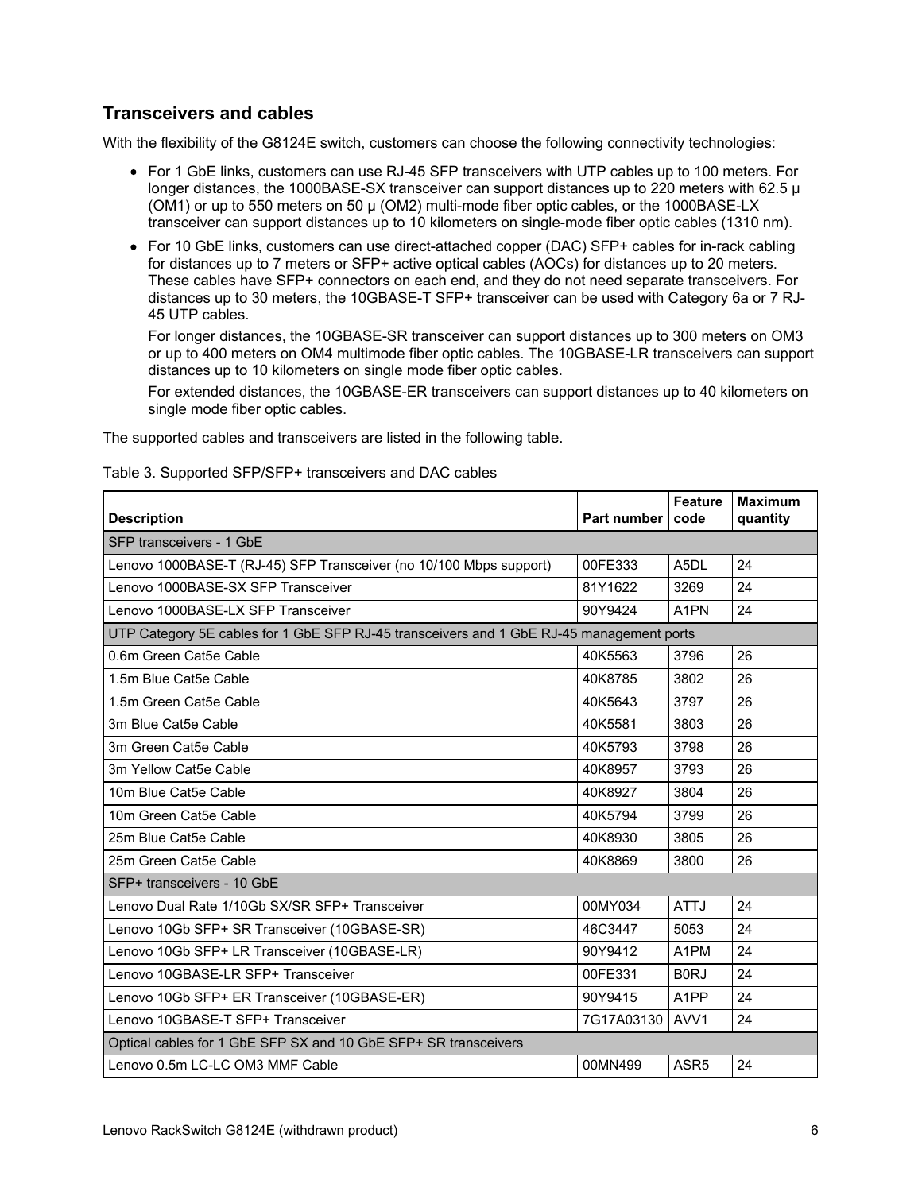## Transceivers and cables

With the flexibility of the G8124E switch, customers can choose the following connectivity technologies:

- For 1 GbE links, customers can use RJ-45 SFP transceivers with UTP cables up to 100 meters. For longer distances, the 1000BASE-SX transceiver can support distances up to 220 meters with 62.5 μ (OM1) or up to 550 meters on 50 μ (OM2) multi-mode fiber optic cables, or the 1000BASE-LX transceiver can support distances up to 10 kilometers on single-mode fiber optic cables (1310 nm).
- For 10 GbE links, customers can use direct-attached copper (DAC) SFP+ cables for in-rack cabling for distances up to 7 meters or SFP+ active optical cables (AOCs) for distances up to 20 meters. These cables have SFP+ connectors on each end, and they do not need separate transceivers. For distances up to 30 meters, the 10GBASE-T SFP+ transceiver can be used with Category 6a or 7 RJ-45 UTP cables.

  For longer distances, the 10GBASE-SR transceiver can support distances up to 300 meters on OM3 or up to 400 meters on OM4 multimode fiber optic cables. The 10GBASE-LR transceivers can support distances up to 10 kilometers on single mode fiber optic cables.

  For extended distances, the 10GBASE-ER transceivers can support distances up to 40 kilometers on single mode fiber optic cables.

The supported cables and transceivers are listed in the following table.

Table 3. Supported SFP/SFP+ transceivers and DAC cables

| Description | Part number | Feature code | Maximum quantity |
|---|---|---|---|
| SFP transceivers - 1 GbE | | | |
| Lenovo 1000BASE-T (RJ-45) SFP Transceiver (no 10/100 Mbps support) | 00FE333 | A5DL | 24 |
| Lenovo 1000BASE-SX SFP Transceiver | 81Y1622 | 3269 | 24 |
| Lenovo 1000BASE-LX SFP Transceiver | 90Y9424 | A1PN | 24 |
| UTP Category 5E cables for 1 GbE SFP RJ-45 transceivers and 1 GbE RJ-45 management ports | | | |
| 0.6m Green Cat5e Cable | 40K5563 | 3796 | 26 |
| 1.5m Blue Cat5e Cable | 40K8785 | 3802 | 26 |
| 1.5m Green Cat5e Cable | 40K5643 | 3797 | 26 |
| 3m Blue Cat5e Cable | 40K5581 | 3803 | 26 |
| 3m Green Cat5e Cable | 40K5793 | 3798 | 26 |
| 3m Yellow Cat5e Cable | 40K8957 | 3793 | 26 |
| 10m Blue Cat5e Cable | 40K8927 | 3804 | 26 |
| 10m Green Cat5e Cable | 40K5794 | 3799 | 26 |
| 25m Blue Cat5e Cable | 40K8930 | 3805 | 26 |
| 25m Green Cat5e Cable | 40K8869 | 3800 | 26 |
| SFP+ transceivers - 10 GbE | | | |
| Lenovo Dual Rate 1/10Gb SX/SR SFP+ Transceiver | 00MY034 | ATTJ | 24 |
| Lenovo 10Gb SFP+ SR Transceiver (10GBASE-SR) | 46C3447 | 5053 | 24 |
| Lenovo 10Gb SFP+ LR Transceiver (10GBASE-LR) | 90Y9412 | A1PM | 24 |
| Lenovo 10GBASE-LR SFP+ Transceiver | 00FE331 | B0RJ | 24 |
| Lenovo 10Gb SFP+ ER Transceiver (10GBASE-ER) | 90Y9415 | A1PP | 24 |
| Lenovo 10GBASE-T SFP+ Transceiver | 7G17A03130 | AVV1 | 24 |
| Optical cables for 1 GbE SFP SX and 10 GbE SFP+ SR transceivers | | | |
| Lenovo 0.5m LC-LC OM3 MMF Cable | 00MN499 | ASR5 | 24 |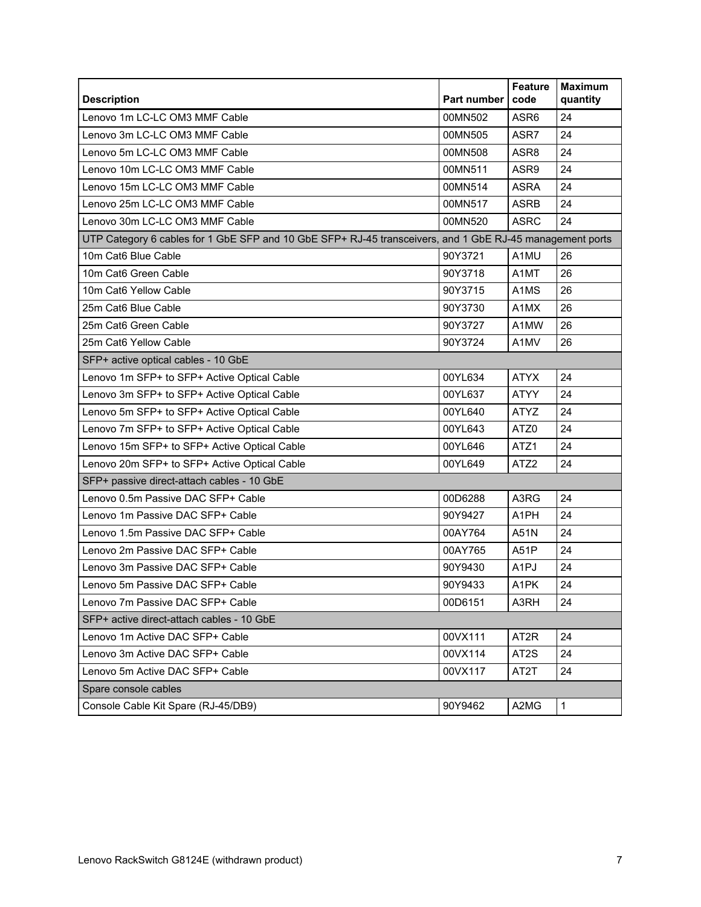| Description | Part number | Feature code | Maximum quantity |
|---|---|---|---|
| Lenovo 1m LC-LC OM3 MMF Cable | 00MN502 | ASR6 | 24 |
| Lenovo 3m LC-LC OM3 MMF Cable | 00MN505 | ASR7 | 24 |
| Lenovo 5m LC-LC OM3 MMF Cable | 00MN508 | ASR8 | 24 |
| Lenovo 10m LC-LC OM3 MMF Cable | 00MN511 | ASR9 | 24 |
| Lenovo 15m LC-LC OM3 MMF Cable | 00MN514 | ASRA | 24 |
| Lenovo 25m LC-LC OM3 MMF Cable | 00MN517 | ASRB | 24 |
| Lenovo 30m LC-LC OM3 MMF Cable | 00MN520 | ASRC | 24 |
| UTP Category 6 cables for 1 GbE SFP and 10 GbE SFP+ RJ-45 transceivers, and 1 GbE RJ-45 management ports | | | |
| 10m Cat6 Blue Cable | 90Y3721 | A1MU | 26 |
| 10m Cat6 Green Cable | 90Y3718 | A1MT | 26 |
| 10m Cat6 Yellow Cable | 90Y3715 | A1MS | 26 |
| 25m Cat6 Blue Cable | 90Y3730 | A1MX | 26 |
| 25m Cat6 Green Cable | 90Y3727 | A1MW | 26 |
| 25m Cat6 Yellow Cable | 90Y3724 | A1MV | 26 |
| SFP+ active optical cables - 10 GbE | | | |
| Lenovo 1m SFP+ to SFP+ Active Optical Cable | 00YL634 | ATYX | 24 |
| Lenovo 3m SFP+ to SFP+ Active Optical Cable | 00YL637 | ATYY | 24 |
| Lenovo 5m SFP+ to SFP+ Active Optical Cable | 00YL640 | ATYZ | 24 |
| Lenovo 7m SFP+ to SFP+ Active Optical Cable | 00YL643 | ATZ0 | 24 |
| Lenovo 15m SFP+ to SFP+ Active Optical Cable | 00YL646 | ATZ1 | 24 |
| Lenovo 20m SFP+ to SFP+ Active Optical Cable | 00YL649 | ATZ2 | 24 |
| SFP+ passive direct-attach cables - 10 GbE | | | |
| Lenovo 0.5m Passive DAC SFP+ Cable | 00D6288 | A3RG | 24 |
| Lenovo 1m Passive DAC SFP+ Cable | 90Y9427 | A1PH | 24 |
| Lenovo 1.5m Passive DAC SFP+ Cable | 00AY764 | A51N | 24 |
| Lenovo 2m Passive DAC SFP+ Cable | 00AY765 | A51P | 24 |
| Lenovo 3m Passive DAC SFP+ Cable | 90Y9430 | A1PJ | 24 |
| Lenovo 5m Passive DAC SFP+ Cable | 90Y9433 | A1PK | 24 |
| Lenovo 7m Passive DAC SFP+ Cable | 00D6151 | A3RH | 24 |
| SFP+ active direct-attach cables - 10 GbE | | | |
| Lenovo 1m Active DAC SFP+ Cable | 00VX111 | AT2R | 24 |
| Lenovo 3m Active DAC SFP+ Cable | 00VX114 | AT2S | 24 |
| Lenovo 5m Active DAC SFP+ Cable | 00VX117 | AT2T | 24 |
| Spare console cables | | | |
| Console Cable Kit Spare (RJ-45/DB9) | 90Y9462 | A2MG | 1 |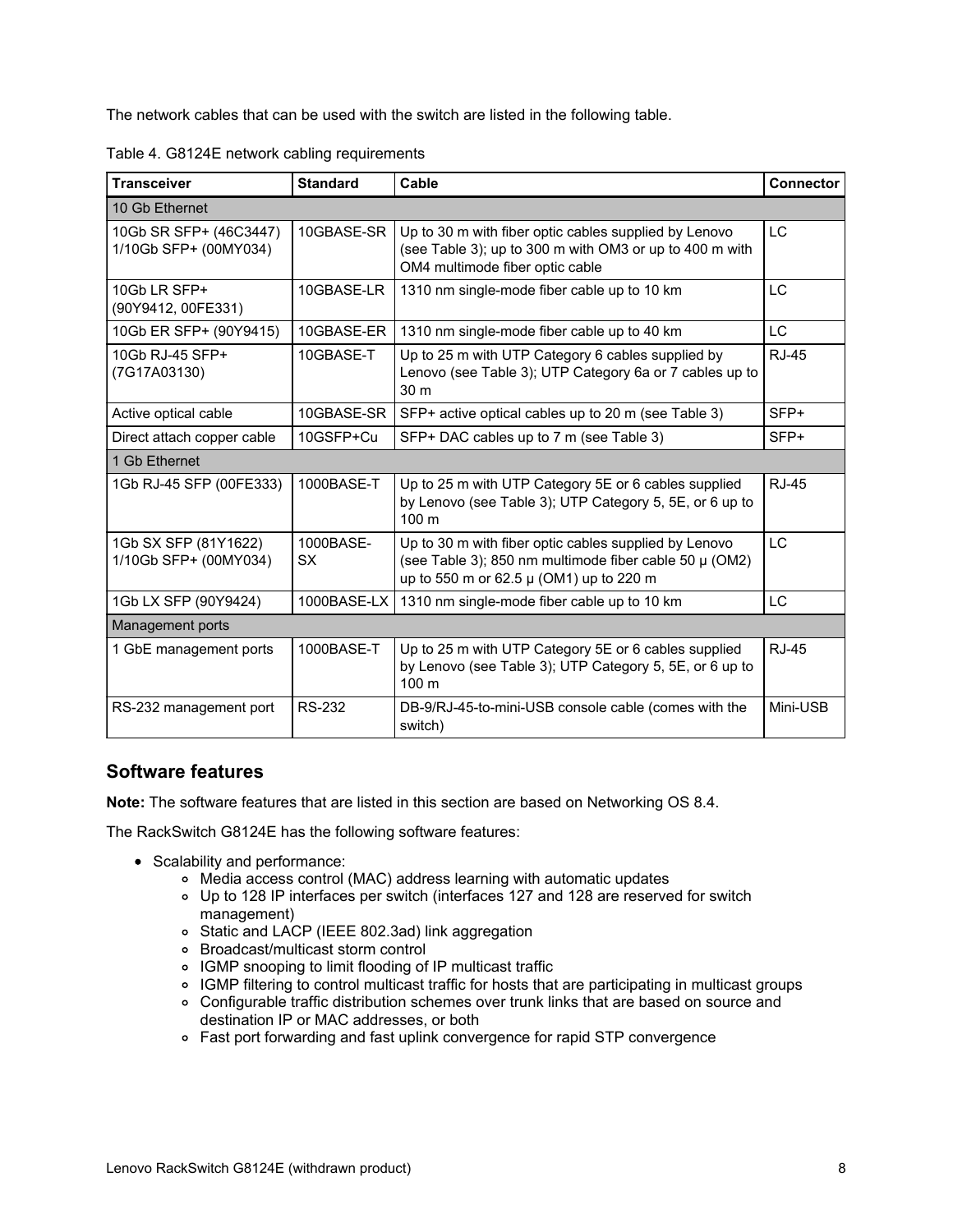The network cables that can be used with the switch are listed in the following table.

Table 4. G8124E network cabling requirements

| Transceiver | Standard | Cable | Connector |
|---|---|---|---|
| 10 Gb Ethernet | | | |
| 10Gb SR SFP+ (46C3447) 1/10Gb SFP+ (00MY034) | 10GBASE-SR | Up to 30 m with fiber optic cables supplied by Lenovo (see Table 3); up to 300 m with OM3 or up to 400 m with OM4 multimode fiber optic cable | LC |
| 10Gb LR SFP+ (90Y9412, 00FE331) | 10GBASE-LR | 1310 nm single-mode fiber cable up to 10 km | LC |
| 10Gb ER SFP+ (90Y9415) | 10GBASE-ER | 1310 nm single-mode fiber cable up to 40 km | LC |
| 10Gb RJ-45 SFP+ (7G17A03130) | 10GBASE-T | Up to 25 m with UTP Category 6 cables supplied by Lenovo (see Table 3); UTP Category 6a or 7 cables up to 30 m | RJ-45 |
| Active optical cable | 10GBASE-SR | SFP+ active optical cables up to 20 m (see Table 3) | SFP+ |
| Direct attach copper cable | 10GSFP+Cu | SFP+ DAC cables up to 7 m (see Table 3) | SFP+ |
| 1 Gb Ethernet | | | |
| 1Gb RJ-45 SFP (00FE333) | 1000BASE-T | Up to 25 m with UTP Category 5E or 6 cables supplied by Lenovo (see Table 3); UTP Category 5, 5E, or 6 up to 100 m | RJ-45 |
| 1Gb SX SFP (81Y1622) 1/10Gb SFP+ (00MY034) | 1000BASE-SX | Up to 30 m with fiber optic cables supplied by Lenovo (see Table 3); 850 nm multimode fiber cable 50 µ (OM2) up to 550 m or 62.5 µ (OM1) up to 220 m | LC |
| 1Gb LX SFP (90Y9424) | 1000BASE-LX | 1310 nm single-mode fiber cable up to 10 km | LC |
| Management ports | | | |
| 1 GbE management ports | 1000BASE-T | Up to 25 m with UTP Category 5E or 6 cables supplied by Lenovo (see Table 3); UTP Category 5, 5E, or 6 up to 100 m | RJ-45 |
| RS-232 management port | RS-232 | DB-9/RJ-45-to-mini-USB console cable (comes with the switch) | Mini-USB |

## Software features

**Note:** The software features that are listed in this section are based on Networking OS 8.4.

The RackSwitch G8124E has the following software features:

- Scalability and performance:
  - Media access control (MAC) address learning with automatic updates
  - Up to 128 IP interfaces per switch (interfaces 127 and 128 are reserved for switch management)
  - Static and LACP (IEEE 802.3ad) link aggregation
  - Broadcast/multicast storm control
  - IGMP snooping to limit flooding of IP multicast traffic
  - IGMP filtering to control multicast traffic for hosts that are participating in multicast groups
  - Configurable traffic distribution schemes over trunk links that are based on source and destination IP or MAC addresses, or both
  - Fast port forwarding and fast uplink convergence for rapid STP convergence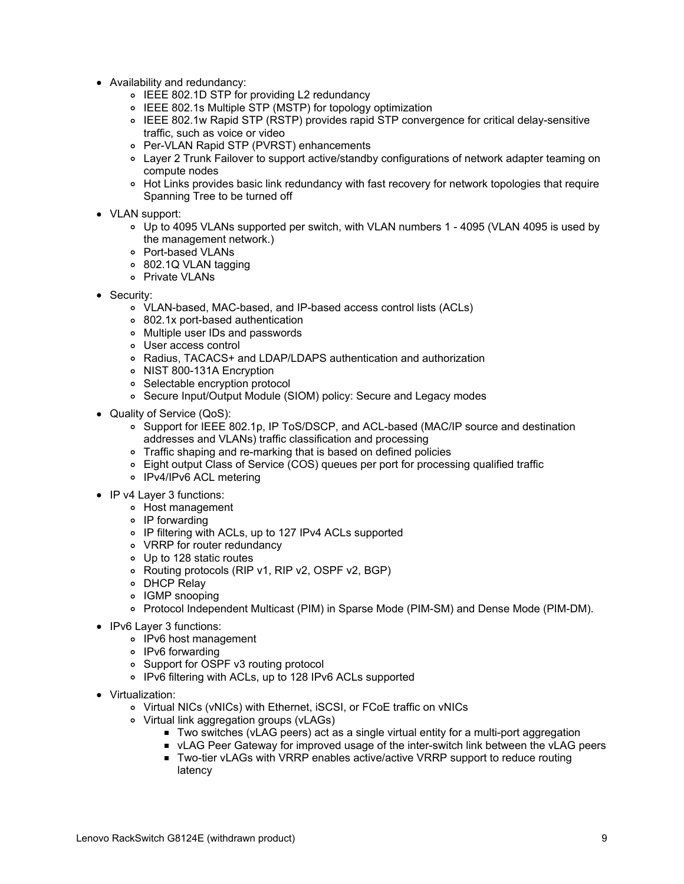- Availability and redundancy:
  - IEEE 802.1D STP for providing L2 redundancy
  - IEEE 802.1s Multiple STP (MSTP) for topology optimization
  - IEEE 802.1w Rapid STP (RSTP) provides rapid STP convergence for critical delay-sensitive traffic, such as voice or video
  - Per-VLAN Rapid STP (PVRST) enhancements
  - Layer 2 Trunk Failover to support active/standby configurations of network adapter teaming on compute nodes
  - Hot Links provides basic link redundancy with fast recovery for network topologies that require Spanning Tree to be turned off
- VLAN support:
  - Up to 4095 VLANs supported per switch, with VLAN numbers 1 - 4095 (VLAN 4095 is used by the management network.)
  - Port-based VLANs
  - 802.1Q VLAN tagging
  - Private VLANs
- Security:
  - VLAN-based, MAC-based, and IP-based access control lists (ACLs)
  - 802.1x port-based authentication
  - Multiple user IDs and passwords
  - User access control
  - Radius, TACACS+ and LDAP/LDAPS authentication and authorization
  - NIST 800-131A Encryption
  - Selectable encryption protocol
  - Secure Input/Output Module (SIOM) policy: Secure and Legacy modes
- Quality of Service (QoS):
  - Support for IEEE 802.1p, IP ToS/DSCP, and ACL-based (MAC/IP source and destination addresses and VLANs) traffic classification and processing
  - Traffic shaping and re-marking that is based on defined policies
  - Eight output Class of Service (COS) queues per port for processing qualified traffic
  - IPv4/IPv6 ACL metering
- IP v4 Layer 3 functions:
  - Host management
  - IP forwarding
  - IP filtering with ACLs, up to 127 IPv4 ACLs supported
  - VRRP for router redundancy
  - Up to 128 static routes
  - Routing protocols (RIP v1, RIP v2, OSPF v2, BGP)
  - DHCP Relay
  - IGMP snooping
  - Protocol Independent Multicast (PIM) in Sparse Mode (PIM-SM) and Dense Mode (PIM-DM).
- IPv6 Layer 3 functions:
  - IPv6 host management
  - IPv6 forwarding
  - Support for OSPF v3 routing protocol
  - IPv6 filtering with ACLs, up to 128 IPv6 ACLs supported
- Virtualization:
  - Virtual NICs (vNICs) with Ethernet, iSCSI, or FCoE traffic on vNICs
  - Virtual link aggregation groups (vLAGs)
    - Two switches (vLAG peers) act as a single virtual entity for a multi-port aggregation
    - vLAG Peer Gateway for improved usage of the inter-switch link between the vLAG peers
    - Two-tier vLAGs with VRRP enables active/active VRRP support to reduce routing latency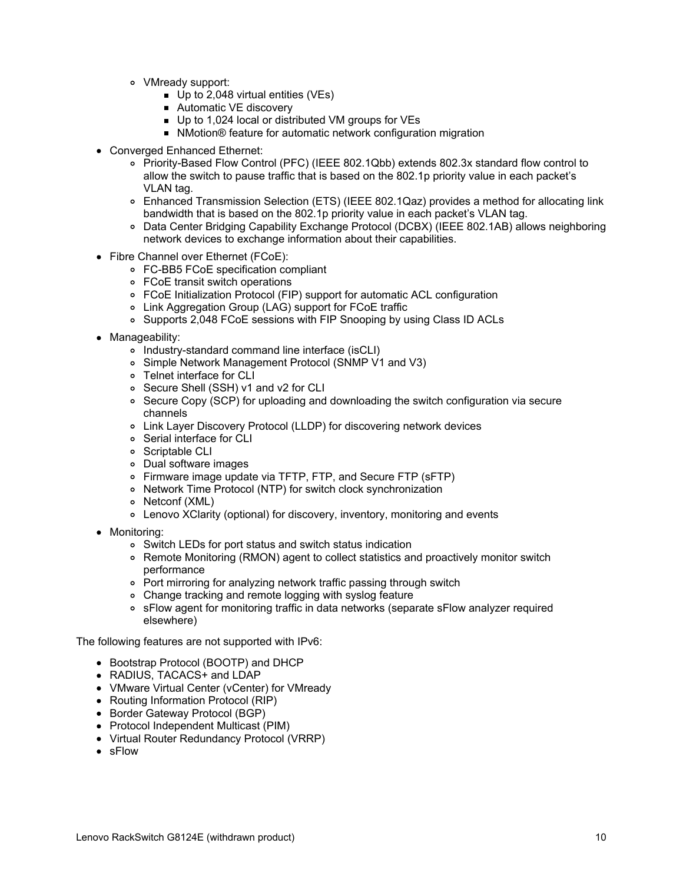- VMready support:
    - Up to 2,048 virtual entities (VEs)
    - Automatic VE discovery
    - Up to 1,024 local or distributed VM groups for VEs
    - NMotion® feature for automatic network configuration migration
- Converged Enhanced Ethernet:
  - Priority-Based Flow Control (PFC) (IEEE 802.1Qbb) extends 802.3x standard flow control to allow the switch to pause traffic that is based on the 802.1p priority value in each packet's VLAN tag.
  - Enhanced Transmission Selection (ETS) (IEEE 802.1Qaz) provides a method for allocating link bandwidth that is based on the 802.1p priority value in each packet's VLAN tag.
  - Data Center Bridging Capability Exchange Protocol (DCBX) (IEEE 802.1AB) allows neighboring network devices to exchange information about their capabilities.
- Fibre Channel over Ethernet (FCoE):
  - FC-BB5 FCoE specification compliant
  - FCoE transit switch operations
  - FCoE Initialization Protocol (FIP) support for automatic ACL configuration
  - Link Aggregation Group (LAG) support for FCoE traffic
  - Supports 2,048 FCoE sessions with FIP Snooping by using Class ID ACLs
- Manageability:
  - Industry-standard command line interface (isCLI)
  - Simple Network Management Protocol (SNMP V1 and V3)
  - Telnet interface for CLI
  - Secure Shell (SSH) v1 and v2 for CLI
  - Secure Copy (SCP) for uploading and downloading the switch configuration via secure channels
  - Link Layer Discovery Protocol (LLDP) for discovering network devices
  - Serial interface for CLI
  - Scriptable CLI
  - Dual software images
  - Firmware image update via TFTP, FTP, and Secure FTP (sFTP)
  - Network Time Protocol (NTP) for switch clock synchronization
  - Netconf (XML)
  - Lenovo XClarity (optional) for discovery, inventory, monitoring and events
- Monitoring:
  - Switch LEDs for port status and switch status indication
  - Remote Monitoring (RMON) agent to collect statistics and proactively monitor switch performance
  - Port mirroring for analyzing network traffic passing through switch
  - Change tracking and remote logging with syslog feature
  - sFlow agent for monitoring traffic in data networks (separate sFlow analyzer required elsewhere)

The following features are not supported with IPv6:

- Bootstrap Protocol (BOOTP) and DHCP
- RADIUS, TACACS+ and LDAP
- VMware Virtual Center (vCenter) for VMready
- Routing Information Protocol (RIP)
- Border Gateway Protocol (BGP)
- Protocol Independent Multicast (PIM)
- Virtual Router Redundancy Protocol (VRRP)
- sFlow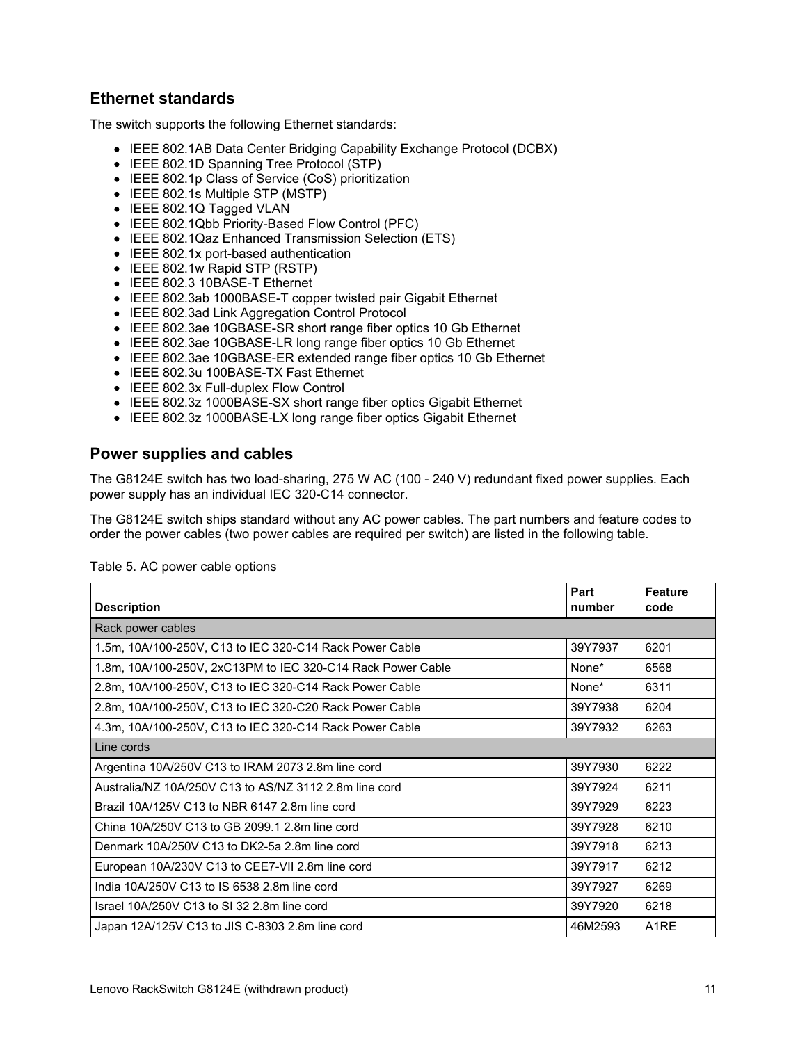## Ethernet standards

The switch supports the following Ethernet standards:

- IEEE 802.1AB Data Center Bridging Capability Exchange Protocol (DCBX)
- IEEE 802.1D Spanning Tree Protocol (STP)
- IEEE 802.1p Class of Service (CoS) prioritization
- IEEE 802.1s Multiple STP (MSTP)
- IEEE 802.1Q Tagged VLAN
- IEEE 802.1Qbb Priority-Based Flow Control (PFC)
- IEEE 802.1Qaz Enhanced Transmission Selection (ETS)
- IEEE 802.1x port-based authentication
- IEEE 802.1w Rapid STP (RSTP)
- IEEE 802.3 10BASE-T Ethernet
- IEEE 802.3ab 1000BASE-T copper twisted pair Gigabit Ethernet
- IEEE 802.3ad Link Aggregation Control Protocol
- IEEE 802.3ae 10GBASE-SR short range fiber optics 10 Gb Ethernet
- IEEE 802.3ae 10GBASE-LR long range fiber optics 10 Gb Ethernet
- IEEE 802.3ae 10GBASE-ER extended range fiber optics 10 Gb Ethernet
- IEEE 802.3u 100BASE-TX Fast Ethernet
- IEEE 802.3x Full-duplex Flow Control
- IEEE 802.3z 1000BASE-SX short range fiber optics Gigabit Ethernet
- IEEE 802.3z 1000BASE-LX long range fiber optics Gigabit Ethernet

## Power supplies and cables

The G8124E switch has two load-sharing, 275 W AC (100 - 240 V) redundant fixed power supplies. Each power supply has an individual IEC 320-C14 connector.

The G8124E switch ships standard without any AC power cables. The part numbers and feature codes to order the power cables (two power cables are required per switch) are listed in the following table.

Table 5. AC power cable options

| Description | Part number | Feature code |
|---|---|---|
| Rack power cables | | |
| 1.5m, 10A/100-250V, C13 to IEC 320-C14 Rack Power Cable | 39Y7937 | 6201 |
| 1.8m, 10A/100-250V, 2xC13PM to IEC 320-C14 Rack Power Cable | None* | 6568 |
| 2.8m, 10A/100-250V, C13 to IEC 320-C14 Rack Power Cable | None* | 6311 |
| 2.8m, 10A/100-250V, C13 to IEC 320-C20 Rack Power Cable | 39Y7938 | 6204 |
| 4.3m, 10A/100-250V, C13 to IEC 320-C14 Rack Power Cable | 39Y7932 | 6263 |
| Line cords | | |
| Argentina 10A/250V C13 to IRAM 2073 2.8m line cord | 39Y7930 | 6222 |
| Australia/NZ 10A/250V C13 to AS/NZ 3112 2.8m line cord | 39Y7924 | 6211 |
| Brazil 10A/125V C13 to NBR 6147 2.8m line cord | 39Y7929 | 6223 |
| China 10A/250V C13 to GB 2099.1 2.8m line cord | 39Y7928 | 6210 |
| Denmark 10A/250V C13 to DK2-5a 2.8m line cord | 39Y7918 | 6213 |
| European 10A/230V C13 to CEE7-VII 2.8m line cord | 39Y7917 | 6212 |
| India 10A/250V C13 to IS 6538 2.8m line cord | 39Y7927 | 6269 |
| Israel 10A/250V C13 to SI 32 2.8m line cord | 39Y7920 | 6218 |
| Japan 12A/125V C13 to JIS C-8303 2.8m line cord | 46M2593 | A1RE |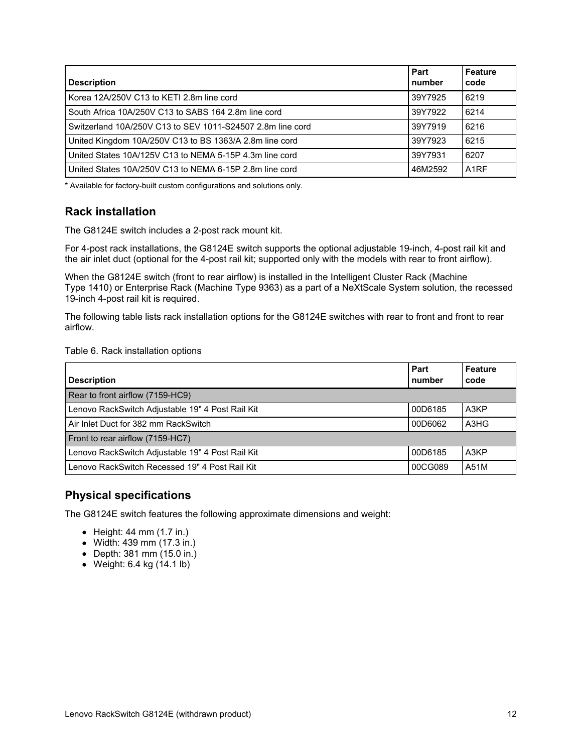| Description | Part number | Feature code |
| --- | --- | --- |
| Korea 12A/250V C13 to KETI 2.8m line cord | 39Y7925 | 6219 |
| South Africa 10A/250V C13 to SABS 164 2.8m line cord | 39Y7922 | 6214 |
| Switzerland 10A/250V C13 to SEV 1011-S24507 2.8m line cord | 39Y7919 | 6216 |
| United Kingdom 10A/250V C13 to BS 1363/A 2.8m line cord | 39Y7923 | 6215 |
| United States 10A/125V C13 to NEMA 5-15P 4.3m line cord | 39Y7931 | 6207 |
| United States 10A/250V C13 to NEMA 6-15P 2.8m line cord | 46M2592 | A1RF |

* Available for factory-built custom configurations and solutions only.

## Rack installation

The G8124E switch includes a 2-post rack mount kit.

For 4-post rack installations, the G8124E switch supports the optional adjustable 19-inch, 4-post rail kit and the air inlet duct (optional for the 4-post rail kit; supported only with the models with rear to front airflow).

When the G8124E switch (front to rear airflow) is installed in the Intelligent Cluster Rack (Machine Type 1410) or Enterprise Rack (Machine Type 9363) as a part of a NeXtScale System solution, the recessed 19-inch 4-post rail kit is required.

The following table lists rack installation options for the G8124E switches with rear to front and front to rear airflow.

Table 6. Rack installation options

| Description | Part number | Feature code |
| --- | --- | --- |
| Rear to front airflow (7159-HC9) | | |
| Lenovo RackSwitch Adjustable 19" 4 Post Rail Kit | 00D6185 | A3KP |
| Air Inlet Duct for 382 mm RackSwitch | 00D6062 | A3HG |
| Front to rear airflow (7159-HC7) | | |
| Lenovo RackSwitch Adjustable 19" 4 Post Rail Kit | 00D6185 | A3KP |
| Lenovo RackSwitch Recessed 19" 4 Post Rail Kit | 00CG089 | A51M |

## Physical specifications

The G8124E switch features the following approximate dimensions and weight:

- Height: 44 mm (1.7 in.)
- Width: 439 mm (17.3 in.)
- Depth: 381 mm (15.0 in.)
- Weight: 6.4 kg (14.1 lb)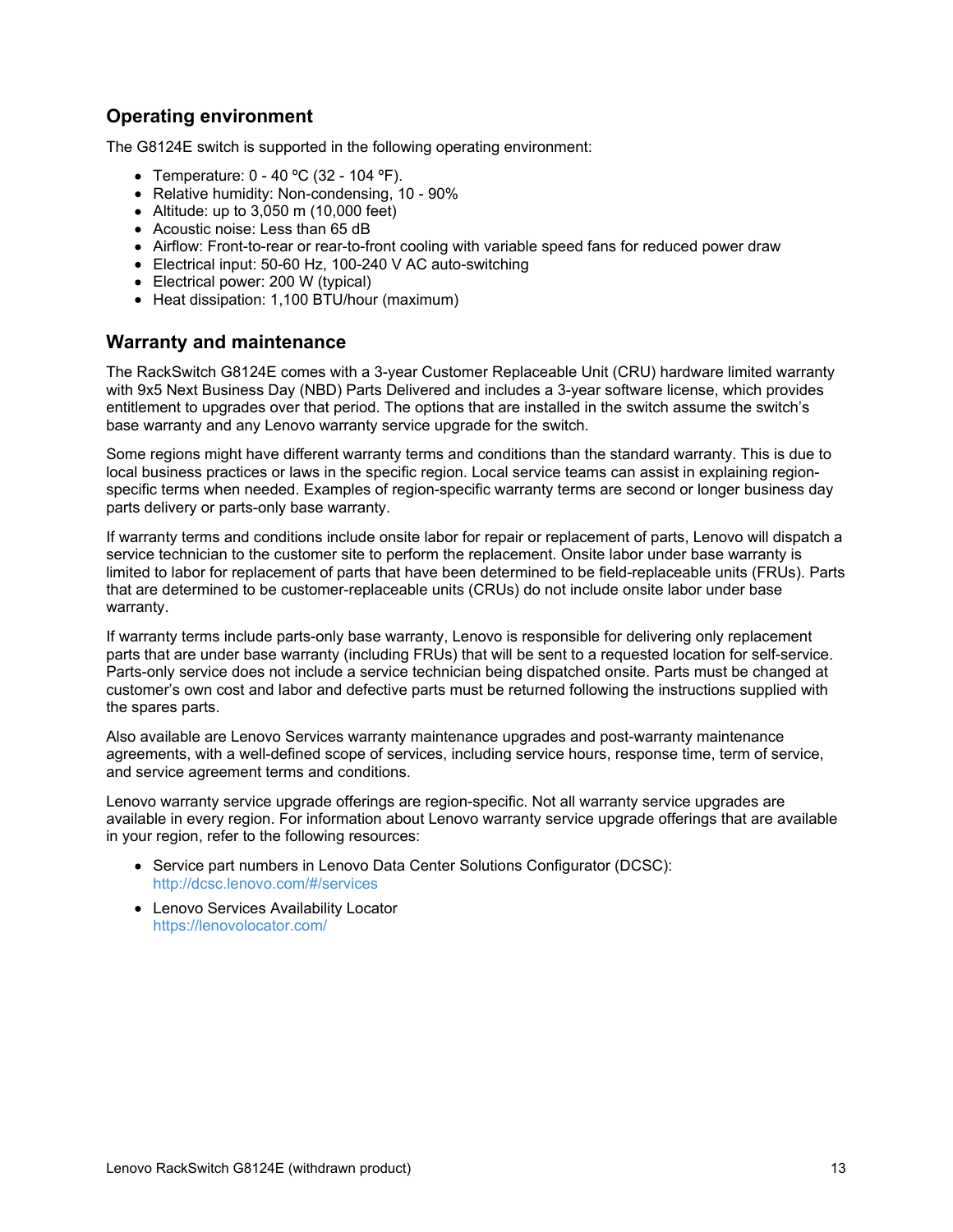## Operating environment

The G8124E switch is supported in the following operating environment:

- Temperature: 0 - 40 ºC (32 - 104 ºF).
- Relative humidity: Non-condensing, 10 - 90%
- Altitude: up to 3,050 m (10,000 feet)
- Acoustic noise: Less than 65 dB
- Airflow: Front-to-rear or rear-to-front cooling with variable speed fans for reduced power draw
- Electrical input: 50-60 Hz, 100-240 V AC auto-switching
- Electrical power: 200 W (typical)
- Heat dissipation: 1,100 BTU/hour (maximum)

## Warranty and maintenance

The RackSwitch G8124E comes with a 3-year Customer Replaceable Unit (CRU) hardware limited warranty with 9x5 Next Business Day (NBD) Parts Delivered and includes a 3-year software license, which provides entitlement to upgrades over that period. The options that are installed in the switch assume the switch's base warranty and any Lenovo warranty service upgrade for the switch.

Some regions might have different warranty terms and conditions than the standard warranty. This is due to local business practices or laws in the specific region. Local service teams can assist in explaining region-specific terms when needed. Examples of region-specific warranty terms are second or longer business day parts delivery or parts-only base warranty.

If warranty terms and conditions include onsite labor for repair or replacement of parts, Lenovo will dispatch a service technician to the customer site to perform the replacement. Onsite labor under base warranty is limited to labor for replacement of parts that have been determined to be field-replaceable units (FRUs). Parts that are determined to be customer-replaceable units (CRUs) do not include onsite labor under base warranty.

If warranty terms include parts-only base warranty, Lenovo is responsible for delivering only replacement parts that are under base warranty (including FRUs) that will be sent to a requested location for self-service. Parts-only service does not include a service technician being dispatched onsite. Parts must be changed at customer's own cost and labor and defective parts must be returned following the instructions supplied with the spares parts.

Also available are Lenovo Services warranty maintenance upgrades and post-warranty maintenance agreements, with a well-defined scope of services, including service hours, response time, term of service, and service agreement terms and conditions.

Lenovo warranty service upgrade offerings are region-specific. Not all warranty service upgrades are available in every region. For information about Lenovo warranty service upgrade offerings that are available in your region, refer to the following resources:

- Service part numbers in Lenovo Data Center Solutions Configurator (DCSC):
  http://dcsc.lenovo.com/#/services
- Lenovo Services Availability Locator
  https://lenovolocator.com/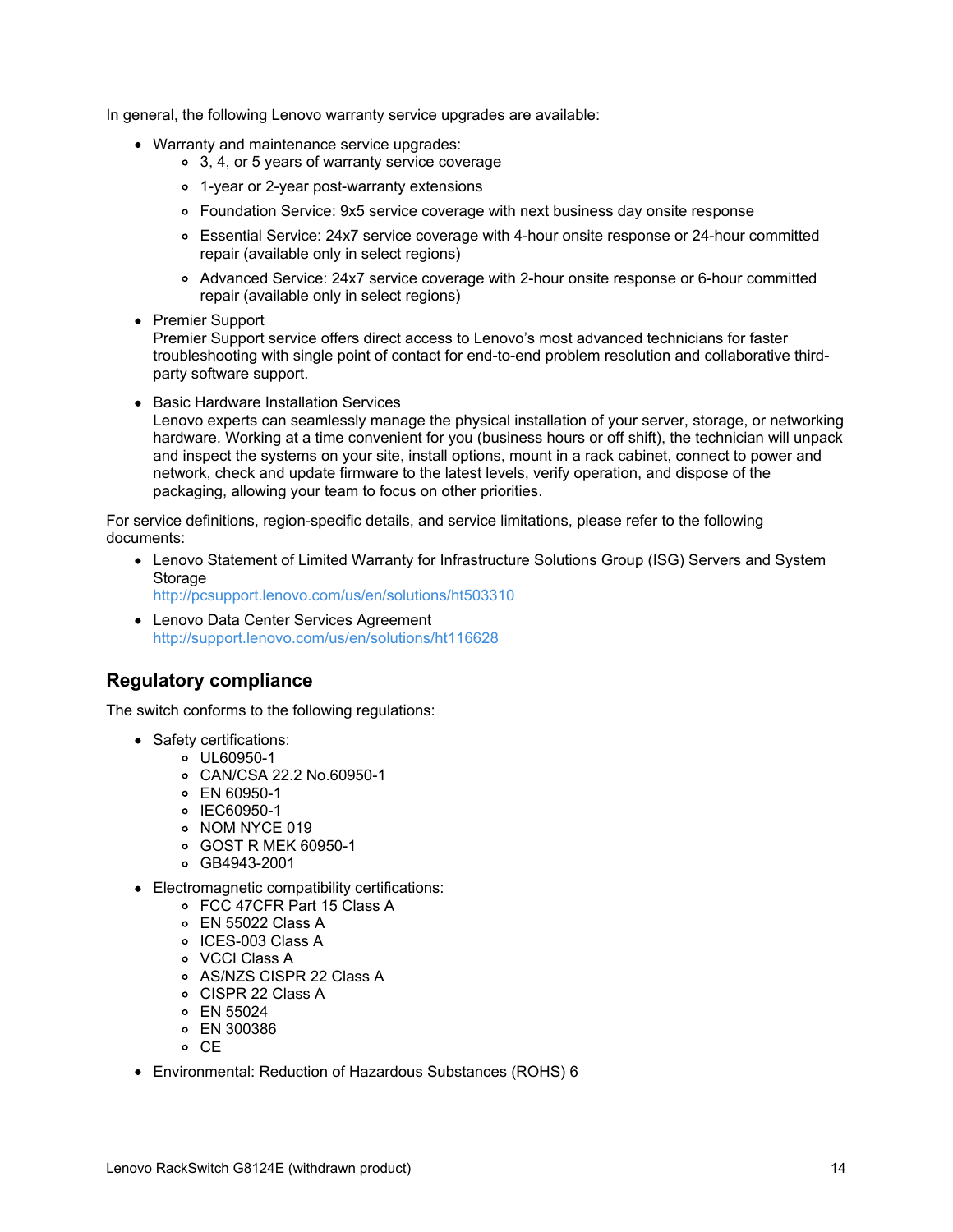In general, the following Lenovo warranty service upgrades are available:

- Warranty and maintenance service upgrades:
  - 3, 4, or 5 years of warranty service coverage
  - 1-year or 2-year post-warranty extensions
  - Foundation Service: 9x5 service coverage with next business day onsite response
  - Essential Service: 24x7 service coverage with 4-hour onsite response or 24-hour committed repair (available only in select regions)
  - Advanced Service: 24x7 service coverage with 2-hour onsite response or 6-hour committed repair (available only in select regions)
- Premier Support
  Premier Support service offers direct access to Lenovo's most advanced technicians for faster troubleshooting with single point of contact for end-to-end problem resolution and collaborative third-party software support.
- Basic Hardware Installation Services
  Lenovo experts can seamlessly manage the physical installation of your server, storage, or networking hardware. Working at a time convenient for you (business hours or off shift), the technician will unpack and inspect the systems on your site, install options, mount in a rack cabinet, connect to power and network, check and update firmware to the latest levels, verify operation, and dispose of the packaging, allowing your team to focus on other priorities.

For service definitions, region-specific details, and service limitations, please refer to the following documents:

- Lenovo Statement of Limited Warranty for Infrastructure Solutions Group (ISG) Servers and System Storage
  http://pcsupport.lenovo.com/us/en/solutions/ht503310
- Lenovo Data Center Services Agreement
  http://support.lenovo.com/us/en/solutions/ht116628

## Regulatory compliance

The switch conforms to the following regulations:

- Safety certifications:
  - UL60950-1
  - CAN/CSA 22.2 No.60950-1
  - EN 60950-1
  - IEC60950-1
  - NOM NYCE 019
  - GOST R MEK 60950-1
  - GB4943-2001
- Electromagnetic compatibility certifications:
  - FCC 47CFR Part 15 Class A
  - EN 55022 Class A
  - ICES-003 Class A
  - VCCI Class A
  - AS/NZS CISPR 22 Class A
  - CISPR 22 Class A
  - EN 55024
  - EN 300386
  - CE
- Environmental: Reduction of Hazardous Substances (ROHS) 6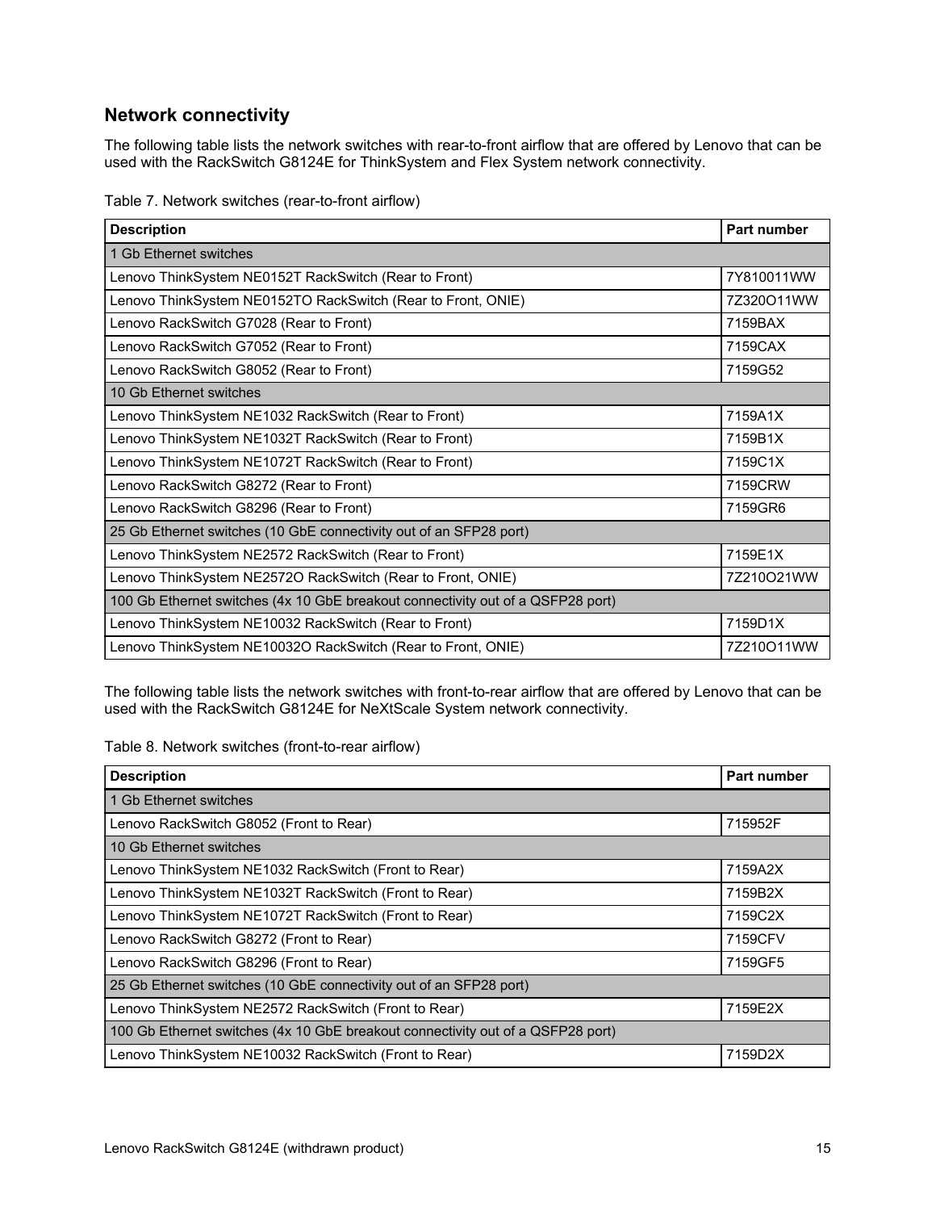## Network connectivity

The following table lists the network switches with rear-to-front airflow that are offered by Lenovo that can be used with the RackSwitch G8124E for ThinkSystem and Flex System network connectivity.

Table 7. Network switches (rear-to-front airflow)

| Description | Part number |
|---|---|
| 1 Gb Ethernet switches | |
| Lenovo ThinkSystem NE0152T RackSwitch (Rear to Front) | 7Y810011WW |
| Lenovo ThinkSystem NE0152TO RackSwitch (Rear to Front, ONIE) | 7Z320O11WW |
| Lenovo RackSwitch G7028 (Rear to Front) | 7159BAX |
| Lenovo RackSwitch G7052 (Rear to Front) | 7159CAX |
| Lenovo RackSwitch G8052 (Rear to Front) | 7159G52 |
| 10 Gb Ethernet switches | |
| Lenovo ThinkSystem NE1032 RackSwitch (Rear to Front) | 7159A1X |
| Lenovo ThinkSystem NE1032T RackSwitch (Rear to Front) | 7159B1X |
| Lenovo ThinkSystem NE1072T RackSwitch (Rear to Front) | 7159C1X |
| Lenovo RackSwitch G8272 (Rear to Front) | 7159CRW |
| Lenovo RackSwitch G8296 (Rear to Front) | 7159GR6 |
| 25 Gb Ethernet switches (10 GbE connectivity out of an SFP28 port) | |
| Lenovo ThinkSystem NE2572 RackSwitch (Rear to Front) | 7159E1X |
| Lenovo ThinkSystem NE2572O RackSwitch (Rear to Front, ONIE) | 7Z210O21WW |
| 100 Gb Ethernet switches (4x 10 GbE breakout connectivity out of a QSFP28 port) | |
| Lenovo ThinkSystem NE10032 RackSwitch (Rear to Front) | 7159D1X |
| Lenovo ThinkSystem NE10032O RackSwitch (Rear to Front, ONIE) | 7Z210O11WW |

The following table lists the network switches with front-to-rear airflow that are offered by Lenovo that can be used with the RackSwitch G8124E for NeXtScale System network connectivity.

Table 8. Network switches (front-to-rear airflow)

| Description | Part number |
|---|---|
| 1 Gb Ethernet switches | |
| Lenovo RackSwitch G8052 (Front to Rear) | 715952F |
| 10 Gb Ethernet switches | |
| Lenovo ThinkSystem NE1032 RackSwitch (Front to Rear) | 7159A2X |
| Lenovo ThinkSystem NE1032T RackSwitch (Front to Rear) | 7159B2X |
| Lenovo ThinkSystem NE1072T RackSwitch (Front to Rear) | 7159C2X |
| Lenovo RackSwitch G8272 (Front to Rear) | 7159CFV |
| Lenovo RackSwitch G8296 (Front to Rear) | 7159GF5 |
| 25 Gb Ethernet switches (10 GbE connectivity out of an SFP28 port) | |
| Lenovo ThinkSystem NE2572 RackSwitch (Front to Rear) | 7159E2X |
| 100 Gb Ethernet switches (4x 10 GbE breakout connectivity out of a QSFP28 port) | |
| Lenovo ThinkSystem NE10032 RackSwitch (Front to Rear) | 7159D2X |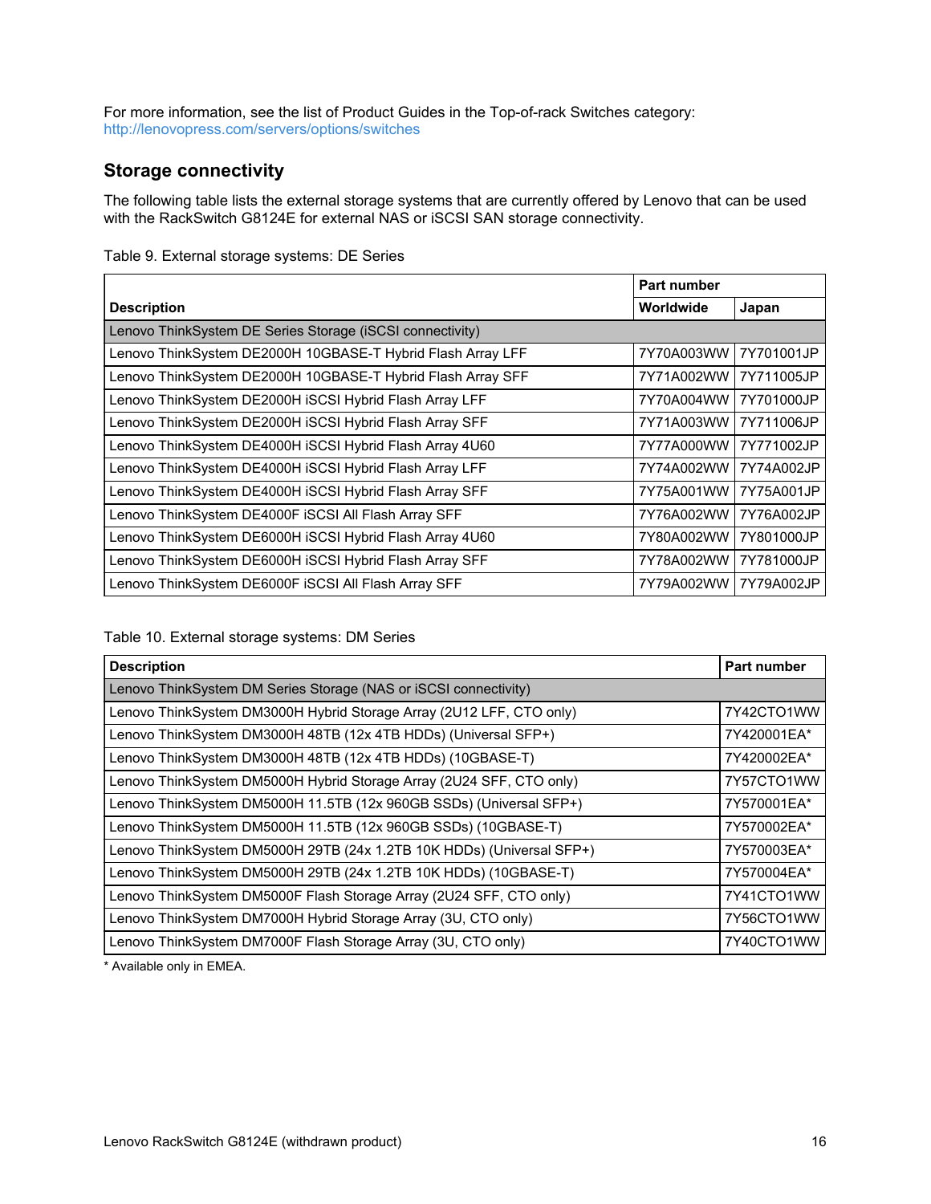For more information, see the list of Product Guides in the Top-of-rack Switches category: http://lenovopress.com/servers/options/switches

## Storage connectivity

The following table lists the external storage systems that are currently offered by Lenovo that can be used with the RackSwitch G8124E for external NAS or iSCSI SAN storage connectivity.

Table 9. External storage systems: DE Series

| Description | Part number | |
|---|---|---|
| | Worldwide | Japan |
| Lenovo ThinkSystem DE Series Storage (iSCSI connectivity) | | |
| Lenovo ThinkSystem DE2000H 10GBASE-T Hybrid Flash Array LFF | 7Y70A003WW | 7Y701001JP |
| Lenovo ThinkSystem DE2000H 10GBASE-T Hybrid Flash Array SFF | 7Y71A002WW | 7Y711005JP |
| Lenovo ThinkSystem DE2000H iSCSI Hybrid Flash Array LFF | 7Y70A004WW | 7Y701000JP |
| Lenovo ThinkSystem DE2000H iSCSI Hybrid Flash Array SFF | 7Y71A003WW | 7Y711006JP |
| Lenovo ThinkSystem DE4000H iSCSI Hybrid Flash Array 4U60 | 7Y77A000WW | 7Y771002JP |
| Lenovo ThinkSystem DE4000H iSCSI Hybrid Flash Array LFF | 7Y74A002WW | 7Y74A002JP |
| Lenovo ThinkSystem DE4000H iSCSI Hybrid Flash Array SFF | 7Y75A001WW | 7Y75A001JP |
| Lenovo ThinkSystem DE4000F iSCSI All Flash Array SFF | 7Y76A002WW | 7Y76A002JP |
| Lenovo ThinkSystem DE6000H iSCSI Hybrid Flash Array 4U60 | 7Y80A002WW | 7Y801000JP |
| Lenovo ThinkSystem DE6000H iSCSI Hybrid Flash Array SFF | 7Y78A002WW | 7Y781000JP |
| Lenovo ThinkSystem DE6000F iSCSI All Flash Array SFF | 7Y79A002WW | 7Y79A002JP |

Table 10. External storage systems: DM Series

| Description | Part number |
|---|---|
| Lenovo ThinkSystem DM Series Storage (NAS or iSCSI connectivity) | |
| Lenovo ThinkSystem DM3000H Hybrid Storage Array (2U12 LFF, CTO only) | 7Y42CTO1WW |
| Lenovo ThinkSystem DM3000H 48TB (12x 4TB HDDs) (Universal SFP+) | 7Y420001EA* |
| Lenovo ThinkSystem DM3000H 48TB (12x 4TB HDDs) (10GBASE-T) | 7Y420002EA* |
| Lenovo ThinkSystem DM5000H Hybrid Storage Array (2U24 SFF, CTO only) | 7Y57CTO1WW |
| Lenovo ThinkSystem DM5000H 11.5TB (12x 960GB SSDs) (Universal SFP+) | 7Y570001EA* |
| Lenovo ThinkSystem DM5000H 11.5TB (12x 960GB SSDs) (10GBASE-T) | 7Y570002EA* |
| Lenovo ThinkSystem DM5000H 29TB (24x 1.2TB 10K HDDs) (Universal SFP+) | 7Y570003EA* |
| Lenovo ThinkSystem DM5000H 29TB (24x 1.2TB 10K HDDs) (10GBASE-T) | 7Y570004EA* |
| Lenovo ThinkSystem DM5000F Flash Storage Array (2U24 SFF, CTO only) | 7Y41CTO1WW |
| Lenovo ThinkSystem DM7000H Hybrid Storage Array (3U, CTO only) | 7Y56CTO1WW |
| Lenovo ThinkSystem DM7000F Flash Storage Array (3U, CTO only) | 7Y40CTO1WW |

* Available only in EMEA.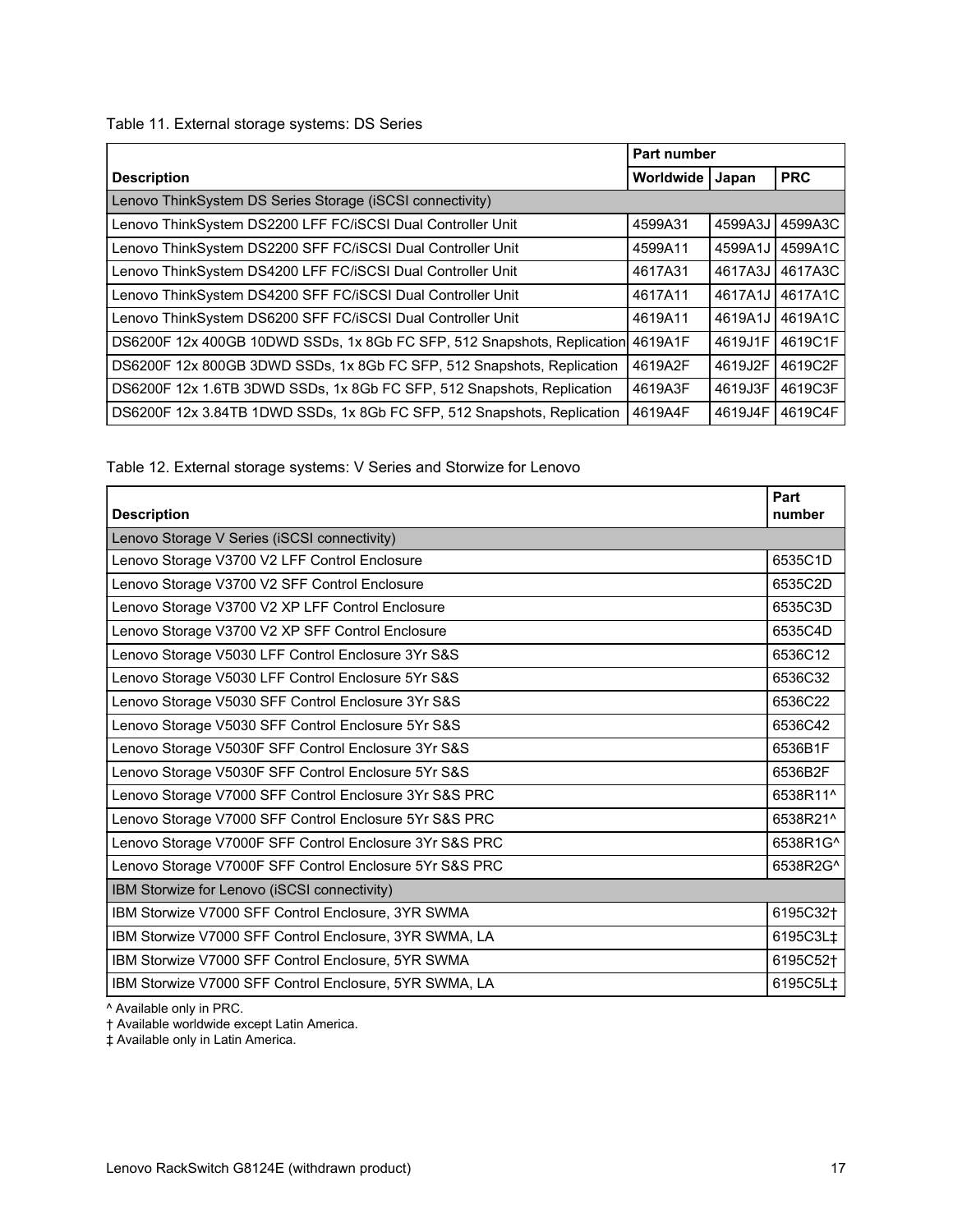Table 11. External storage systems: DS Series

| Description | Part number | | |
|---|---|---|---|
| | Worldwide | Japan | PRC |
| Lenovo ThinkSystem DS Series Storage (iSCSI connectivity) | | | |
| Lenovo ThinkSystem DS2200 LFF FC/iSCSI Dual Controller Unit | 4599A31 | 4599A3J | 4599A3C |
| Lenovo ThinkSystem DS2200 SFF FC/iSCSI Dual Controller Unit | 4599A11 | 4599A1J | 4599A1C |
| Lenovo ThinkSystem DS4200 LFF FC/iSCSI Dual Controller Unit | 4617A31 | 4617A3J | 4617A3C |
| Lenovo ThinkSystem DS4200 SFF FC/iSCSI Dual Controller Unit | 4617A11 | 4617A1J | 4617A1C |
| Lenovo ThinkSystem DS6200 SFF FC/iSCSI Dual Controller Unit | 4619A11 | 4619A1J | 4619A1C |
| DS6200F 12x 400GB 10DWD SSDs, 1x 8Gb FC SFP, 512 Snapshots, Replication | 4619A1F | 4619J1F | 4619C1F |
| DS6200F 12x 800GB 3DWD SSDs, 1x 8Gb FC SFP, 512 Snapshots, Replication | 4619A2F | 4619J2F | 4619C2F |
| DS6200F 12x 1.6TB 3DWD SSDs, 1x 8Gb FC SFP, 512 Snapshots, Replication | 4619A3F | 4619J3F | 4619C3F |
| DS6200F 12x 3.84TB 1DWD SSDs, 1x 8Gb FC SFP, 512 Snapshots, Replication | 4619A4F | 4619J4F | 4619C4F |

Table 12. External storage systems: V Series and Storwize for Lenovo

| Description | Part number |
|---|---|
| Lenovo Storage V Series (iSCSI connectivity) | |
| Lenovo Storage V3700 V2 LFF Control Enclosure | 6535C1D |
| Lenovo Storage V3700 V2 SFF Control Enclosure | 6535C2D |
| Lenovo Storage V3700 V2 XP LFF Control Enclosure | 6535C3D |
| Lenovo Storage V3700 V2 XP SFF Control Enclosure | 6535C4D |
| Lenovo Storage V5030 LFF Control Enclosure 3Yr S&S | 6536C12 |
| Lenovo Storage V5030 LFF Control Enclosure 5Yr S&S | 6536C32 |
| Lenovo Storage V5030 SFF Control Enclosure 3Yr S&S | 6536C22 |
| Lenovo Storage V5030 SFF Control Enclosure 5Yr S&S | 6536C42 |
| Lenovo Storage V5030F SFF Control Enclosure 3Yr S&S | 6536B1F |
| Lenovo Storage V5030F SFF Control Enclosure 5Yr S&S | 6536B2F |
| Lenovo Storage V7000 SFF Control Enclosure 3Yr S&S PRC | 6538R11^ |
| Lenovo Storage V7000 SFF Control Enclosure 5Yr S&S PRC | 6538R21^ |
| Lenovo Storage V7000F SFF Control Enclosure 3Yr S&S PRC | 6538R1G^ |
| Lenovo Storage V7000F SFF Control Enclosure 5Yr S&S PRC | 6538R2G^ |
| IBM Storwize for Lenovo (iSCSI connectivity) | |
| IBM Storwize V7000 SFF Control Enclosure, 3YR SWMA | 6195C32† |
| IBM Storwize V7000 SFF Control Enclosure, 3YR SWMA, LA | 6195C3L‡ |
| IBM Storwize V7000 SFF Control Enclosure, 5YR SWMA | 6195C52† |
| IBM Storwize V7000 SFF Control Enclosure, 5YR SWMA, LA | 6195C5L‡ |

^ Available only in PRC.
† Available worldwide except Latin America.
‡ Available only in Latin America.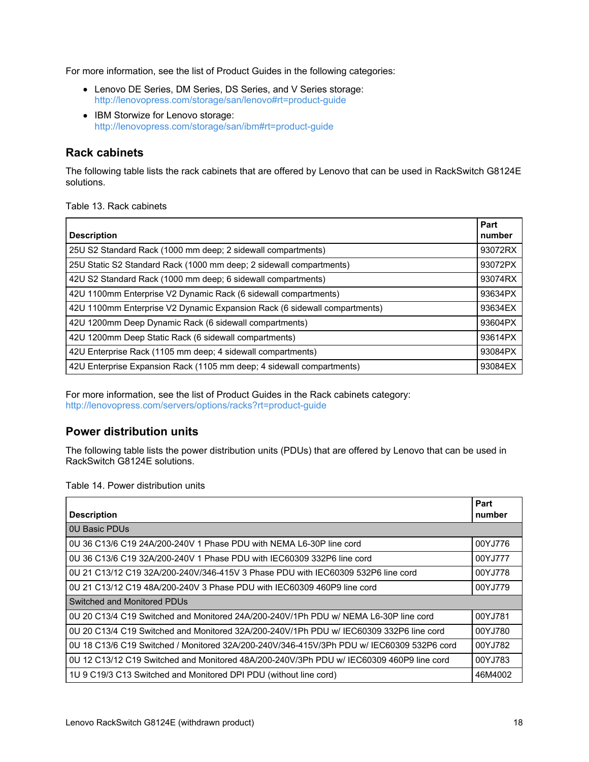For more information, see the list of Product Guides in the following categories:

- Lenovo DE Series, DM Series, DS Series, and V Series storage: http://lenovopress.com/storage/san/lenovo#rt=product-guide
- IBM Storwize for Lenovo storage: http://lenovopress.com/storage/san/ibm#rt=product-guide

## Rack cabinets

The following table lists the rack cabinets that are offered by Lenovo that can be used in RackSwitch G8124E solutions.

Table 13. Rack cabinets

| Description | Part number |
| --- | --- |
| 25U S2 Standard Rack (1000 mm deep; 2 sidewall compartments) | 93072RX |
| 25U Static S2 Standard Rack (1000 mm deep; 2 sidewall compartments) | 93072PX |
| 42U S2 Standard Rack (1000 mm deep; 6 sidewall compartments) | 93074RX |
| 42U 1100mm Enterprise V2 Dynamic Rack (6 sidewall compartments) | 93634PX |
| 42U 1100mm Enterprise V2 Dynamic Expansion Rack (6 sidewall compartments) | 93634EX |
| 42U 1200mm Deep Dynamic Rack (6 sidewall compartments) | 93604PX |
| 42U 1200mm Deep Static Rack (6 sidewall compartments) | 93614PX |
| 42U Enterprise Rack (1105 mm deep; 4 sidewall compartments) | 93084PX |
| 42U Enterprise Expansion Rack (1105 mm deep; 4 sidewall compartments) | 93084EX |

For more information, see the list of Product Guides in the Rack cabinets category: http://lenovopress.com/servers/options/racks?rt=product-guide

## Power distribution units

The following table lists the power distribution units (PDUs) that are offered by Lenovo that can be used in RackSwitch G8124E solutions.

Table 14. Power distribution units

| Description | Part number |
| --- | --- |
| 0U Basic PDUs | |
| 0U 36 C13/6 C19 24A/200-240V 1 Phase PDU with NEMA L6-30P line cord | 00YJ776 |
| 0U 36 C13/6 C19 32A/200-240V 1 Phase PDU with IEC60309 332P6 line cord | 00YJ777 |
| 0U 21 C13/12 C19 32A/200-240V/346-415V 3 Phase PDU with IEC60309 532P6 line cord | 00YJ778 |
| 0U 21 C13/12 C19 48A/200-240V 3 Phase PDU with IEC60309 460P9 line cord | 00YJ779 |
| Switched and Monitored PDUs | |
| 0U 20 C13/4 C19 Switched and Monitored 24A/200-240V/1Ph PDU w/ NEMA L6-30P line cord | 00YJ781 |
| 0U 20 C13/4 C19 Switched and Monitored 32A/200-240V/1Ph PDU w/ IEC60309 332P6 line cord | 00YJ780 |
| 0U 18 C13/6 C19 Switched / Monitored 32A/200-240V/346-415V/3Ph PDU w/ IEC60309 532P6 cord | 00YJ782 |
| 0U 12 C13/12 C19 Switched and Monitored 48A/200-240V/3Ph PDU w/ IEC60309 460P9 line cord | 00YJ783 |
| 1U 9 C19/3 C13 Switched and Monitored DPI PDU (without line cord) | 46M4002 |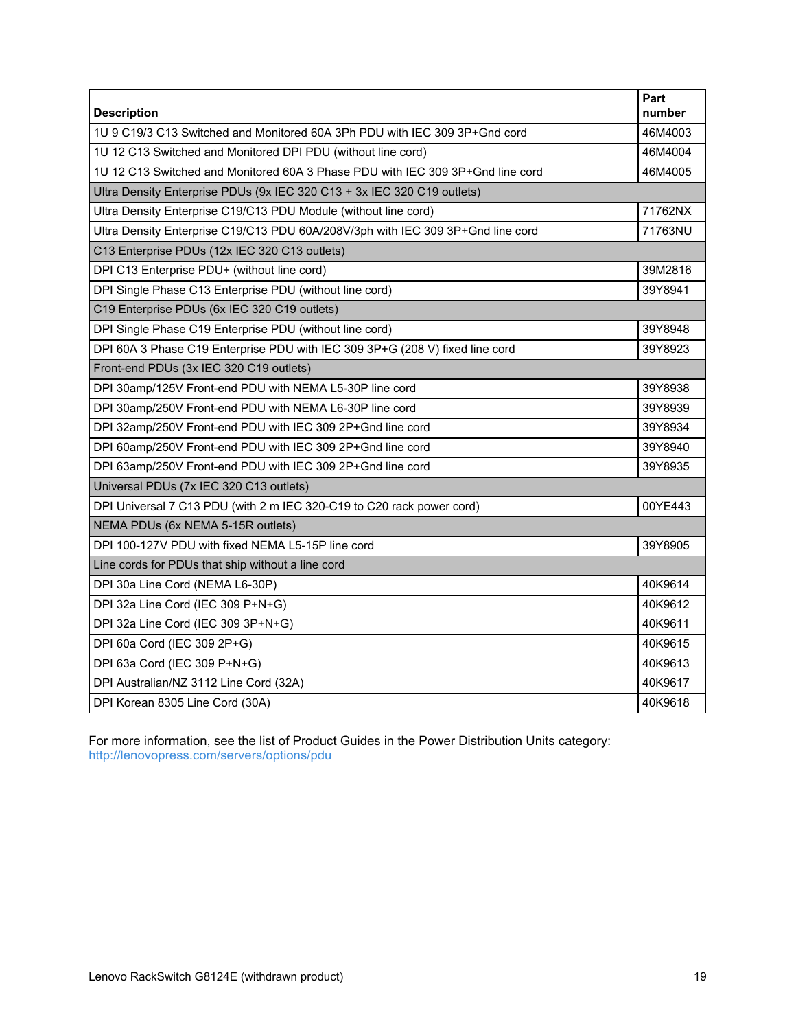| Description | Part number |
|---|---|
| 1U 9 C19/3 C13 Switched and Monitored 60A 3Ph PDU with IEC 309 3P+Gnd cord | 46M4003 |
| 1U 12 C13 Switched and Monitored DPI PDU (without line cord) | 46M4004 |
| 1U 12 C13 Switched and Monitored 60A 3 Phase PDU with IEC 309 3P+Gnd line cord | 46M4005 |
| Ultra Density Enterprise PDUs (9x IEC 320 C13 + 3x IEC 320 C19 outlets) | |
| Ultra Density Enterprise C19/C13 PDU Module (without line cord) | 71762NX |
| Ultra Density Enterprise C19/C13 PDU 60A/208V/3ph with IEC 309 3P+Gnd line cord | 71763NU |
| C13 Enterprise PDUs (12x IEC 320 C13 outlets) | |
| DPI C13 Enterprise PDU+ (without line cord) | 39M2816 |
| DPI Single Phase C13 Enterprise PDU (without line cord) | 39Y8941 |
| C19 Enterprise PDUs (6x IEC 320 C19 outlets) | |
| DPI Single Phase C19 Enterprise PDU (without line cord) | 39Y8948 |
| DPI 60A 3 Phase C19 Enterprise PDU with IEC 309 3P+G (208 V) fixed line cord | 39Y8923 |
| Front-end PDUs (3x IEC 320 C19 outlets) | |
| DPI 30amp/125V Front-end PDU with NEMA L5-30P line cord | 39Y8938 |
| DPI 30amp/250V Front-end PDU with NEMA L6-30P line cord | 39Y8939 |
| DPI 32amp/250V Front-end PDU with IEC 309 2P+Gnd line cord | 39Y8934 |
| DPI 60amp/250V Front-end PDU with IEC 309 2P+Gnd line cord | 39Y8940 |
| DPI 63amp/250V Front-end PDU with IEC 309 2P+Gnd line cord | 39Y8935 |
| Universal PDUs (7x IEC 320 C13 outlets) | |
| DPI Universal 7 C13 PDU (with 2 m IEC 320-C19 to C20 rack power cord) | 00YE443 |
| NEMA PDUs (6x NEMA 5-15R outlets) | |
| DPI 100-127V PDU with fixed NEMA L5-15P line cord | 39Y8905 |
| Line cords for PDUs that ship without a line cord | |
| DPI 30a Line Cord (NEMA L6-30P) | 40K9614 |
| DPI 32a Line Cord (IEC 309 P+N+G) | 40K9612 |
| DPI 32a Line Cord (IEC 309 3P+N+G) | 40K9611 |
| DPI 60a Cord (IEC 309 2P+G) | 40K9615 |
| DPI 63a Cord (IEC 309 P+N+G) | 40K9613 |
| DPI Australian/NZ 3112 Line Cord (32A) | 40K9617 |
| DPI Korean 8305 Line Cord (30A) | 40K9618 |

For more information, see the list of Product Guides in the Power Distribution Units category: http://lenovopress.com/servers/options/pdu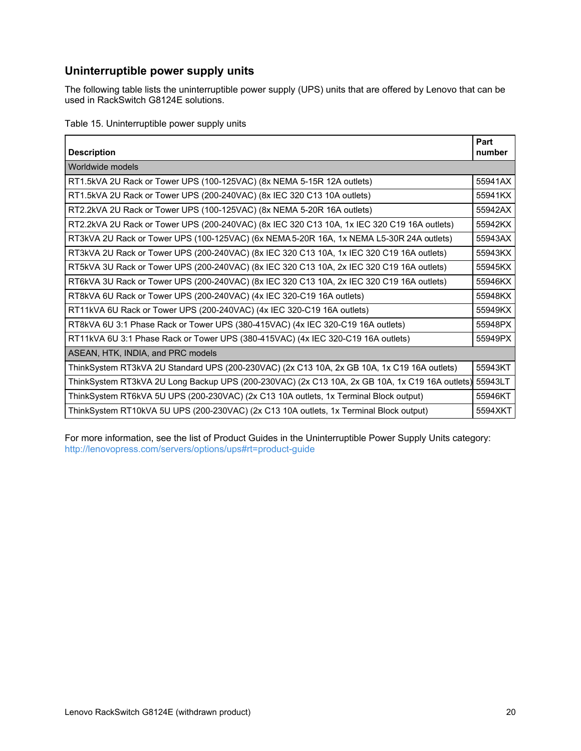## Uninterruptible power supply units

The following table lists the uninterruptible power supply (UPS) units that are offered by Lenovo that can be used in RackSwitch G8124E solutions.

Table 15. Uninterruptible power supply units

| Description | Part number |
|---|---|
| Worldwide models | |
| RT1.5kVA 2U Rack or Tower UPS (100-125VAC) (8x NEMA 5-15R 12A outlets) | 55941AX |
| RT1.5kVA 2U Rack or Tower UPS (200-240VAC) (8x IEC 320 C13 10A outlets) | 55941KX |
| RT2.2kVA 2U Rack or Tower UPS (100-125VAC) (8x NEMA 5-20R 16A outlets) | 55942AX |
| RT2.2kVA 2U Rack or Tower UPS (200-240VAC) (8x IEC 320 C13 10A, 1x IEC 320 C19 16A outlets) | 55942KX |
| RT3kVA 2U Rack or Tower UPS (100-125VAC) (6x NEMA 5-20R 16A, 1x NEMA L5-30R 24A outlets) | 55943AX |
| RT3kVA 2U Rack or Tower UPS (200-240VAC) (8x IEC 320 C13 10A, 1x IEC 320 C19 16A outlets) | 55943KX |
| RT5kVA 3U Rack or Tower UPS (200-240VAC) (8x IEC 320 C13 10A, 2x IEC 320 C19 16A outlets) | 55945KX |
| RT6kVA 3U Rack or Tower UPS (200-240VAC) (8x IEC 320 C13 10A, 2x IEC 320 C19 16A outlets) | 55946KX |
| RT8kVA 6U Rack or Tower UPS (200-240VAC) (4x IEC 320-C19 16A outlets) | 55948KX |
| RT11kVA 6U Rack or Tower UPS (200-240VAC) (4x IEC 320-C19 16A outlets) | 55949KX |
| RT8kVA 6U 3:1 Phase Rack or Tower UPS (380-415VAC) (4x IEC 320-C19 16A outlets) | 55948PX |
| RT11kVA 6U 3:1 Phase Rack or Tower UPS (380-415VAC) (4x IEC 320-C19 16A outlets) | 55949PX |
| ASEAN, HTK, INDIA, and PRC models | |
| ThinkSystem RT3kVA 2U Standard UPS (200-230VAC) (2x C13 10A, 2x GB 10A, 1x C19 16A outlets) | 55943KT |
| ThinkSystem RT3kVA 2U Long Backup UPS (200-230VAC) (2x C13 10A, 2x GB 10A, 1x C19 16A outlets) | 55943LT |
| ThinkSystem RT6kVA 5U UPS (200-230VAC) (2x C13 10A outlets, 1x Terminal Block output) | 55946KT |
| ThinkSystem RT10kVA 5U UPS (200-230VAC) (2x C13 10A outlets, 1x Terminal Block output) | 5594XKT |

For more information, see the list of Product Guides in the Uninterruptible Power Supply Units category: http://lenovopress.com/servers/options/ups#rt=product-guide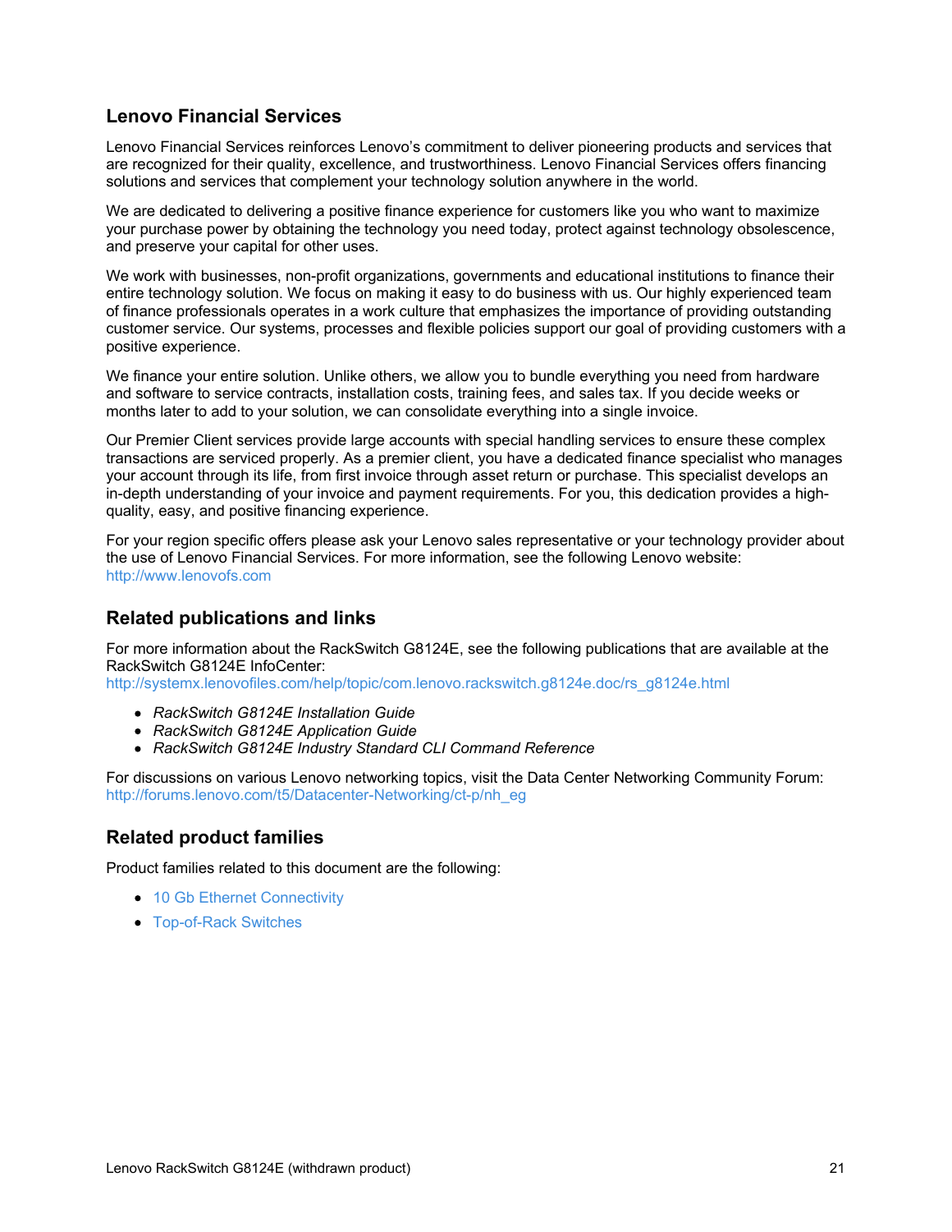## Lenovo Financial Services

Lenovo Financial Services reinforces Lenovo's commitment to deliver pioneering products and services that are recognized for their quality, excellence, and trustworthiness. Lenovo Financial Services offers financing solutions and services that complement your technology solution anywhere in the world.

We are dedicated to delivering a positive finance experience for customers like you who want to maximize your purchase power by obtaining the technology you need today, protect against technology obsolescence, and preserve your capital for other uses.

We work with businesses, non-profit organizations, governments and educational institutions to finance their entire technology solution. We focus on making it easy to do business with us. Our highly experienced team of finance professionals operates in a work culture that emphasizes the importance of providing outstanding customer service. Our systems, processes and flexible policies support our goal of providing customers with a positive experience.

We finance your entire solution. Unlike others, we allow you to bundle everything you need from hardware and software to service contracts, installation costs, training fees, and sales tax. If you decide weeks or months later to add to your solution, we can consolidate everything into a single invoice.

Our Premier Client services provide large accounts with special handling services to ensure these complex transactions are serviced properly. As a premier client, you have a dedicated finance specialist who manages your account through its life, from first invoice through asset return or purchase. This specialist develops an in-depth understanding of your invoice and payment requirements. For you, this dedication provides a high-quality, easy, and positive financing experience.

For your region specific offers please ask your Lenovo sales representative or your technology provider about the use of Lenovo Financial Services. For more information, see the following Lenovo website:
http://www.lenovofs.com

## Related publications and links

For more information about the RackSwitch G8124E, see the following publications that are available at the RackSwitch G8124E InfoCenter:
http://systemx.lenovofiles.com/help/topic/com.lenovo.rackswitch.g8124e.doc/rs_g8124e.html

- *RackSwitch G8124E Installation Guide*
- *RackSwitch G8124E Application Guide*
- *RackSwitch G8124E Industry Standard CLI Command Reference*

For discussions on various Lenovo networking topics, visit the Data Center Networking Community Forum:
http://forums.lenovo.com/t5/Datacenter-Networking/ct-p/nh_eg

## Related product families

Product families related to this document are the following:

- 10 Gb Ethernet Connectivity
- Top-of-Rack Switches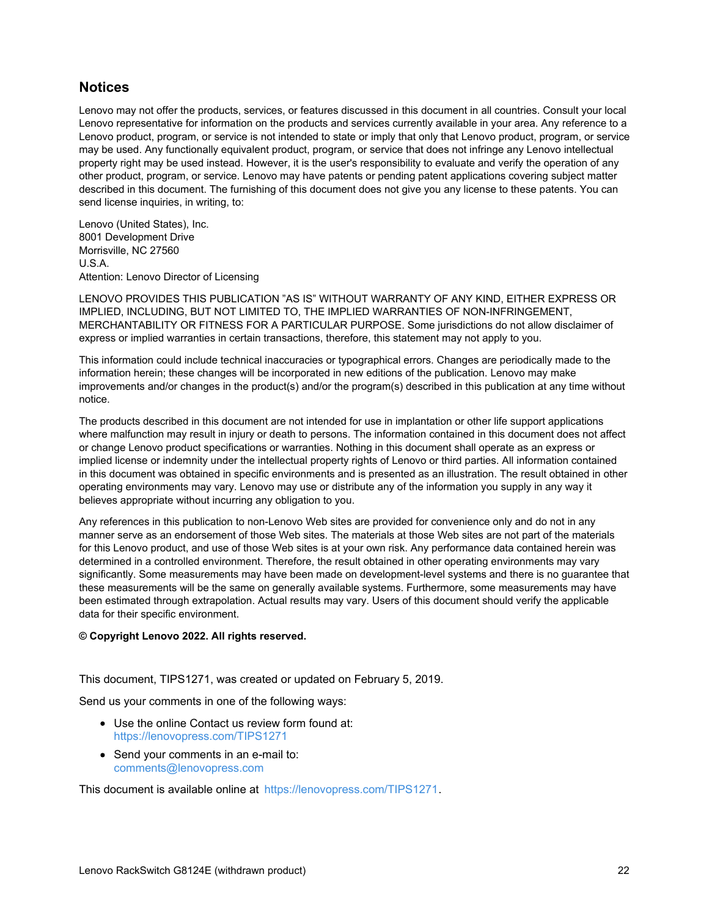## Notices

Lenovo may not offer the products, services, or features discussed in this document in all countries. Consult your local Lenovo representative for information on the products and services currently available in your area. Any reference to a Lenovo product, program, or service is not intended to state or imply that only that Lenovo product, program, or service may be used. Any functionally equivalent product, program, or service that does not infringe any Lenovo intellectual property right may be used instead. However, it is the user's responsibility to evaluate and verify the operation of any other product, program, or service. Lenovo may have patents or pending patent applications covering subject matter described in this document. The furnishing of this document does not give you any license to these patents. You can send license inquiries, in writing, to:

Lenovo (United States), Inc.
8001 Development Drive
Morrisville, NC 27560
U.S.A.
Attention: Lenovo Director of Licensing

LENOVO PROVIDES THIS PUBLICATION "AS IS" WITHOUT WARRANTY OF ANY KIND, EITHER EXPRESS OR IMPLIED, INCLUDING, BUT NOT LIMITED TO, THE IMPLIED WARRANTIES OF NON-INFRINGEMENT, MERCHANTABILITY OR FITNESS FOR A PARTICULAR PURPOSE. Some jurisdictions do not allow disclaimer of express or implied warranties in certain transactions, therefore, this statement may not apply to you.

This information could include technical inaccuracies or typographical errors. Changes are periodically made to the information herein; these changes will be incorporated in new editions of the publication. Lenovo may make improvements and/or changes in the product(s) and/or the program(s) described in this publication at any time without notice.

The products described in this document are not intended for use in implantation or other life support applications where malfunction may result in injury or death to persons. The information contained in this document does not affect or change Lenovo product specifications or warranties. Nothing in this document shall operate as an express or implied license or indemnity under the intellectual property rights of Lenovo or third parties. All information contained in this document was obtained in specific environments and is presented as an illustration. The result obtained in other operating environments may vary. Lenovo may use or distribute any of the information you supply in any way it believes appropriate without incurring any obligation to you.

Any references in this publication to non-Lenovo Web sites are provided for convenience only and do not in any manner serve as an endorsement of those Web sites. The materials at those Web sites are not part of the materials for this Lenovo product, and use of those Web sites is at your own risk. Any performance data contained herein was determined in a controlled environment. Therefore, the result obtained in other operating environments may vary significantly. Some measurements may have been made on development-level systems and there is no guarantee that these measurements will be the same on generally available systems. Furthermore, some measurements may have been estimated through extrapolation. Actual results may vary. Users of this document should verify the applicable data for their specific environment.

**© Copyright Lenovo 2022. All rights reserved.**

This document, TIPS1271, was created or updated on February 5, 2019.

Send us your comments in one of the following ways:

- Use the online Contact us review form found at:
  https://lenovopress.com/TIPS1271
- Send your comments in an e-mail to:
  comments@lenovopress.com

This document is available online at https://lenovopress.com/TIPS1271.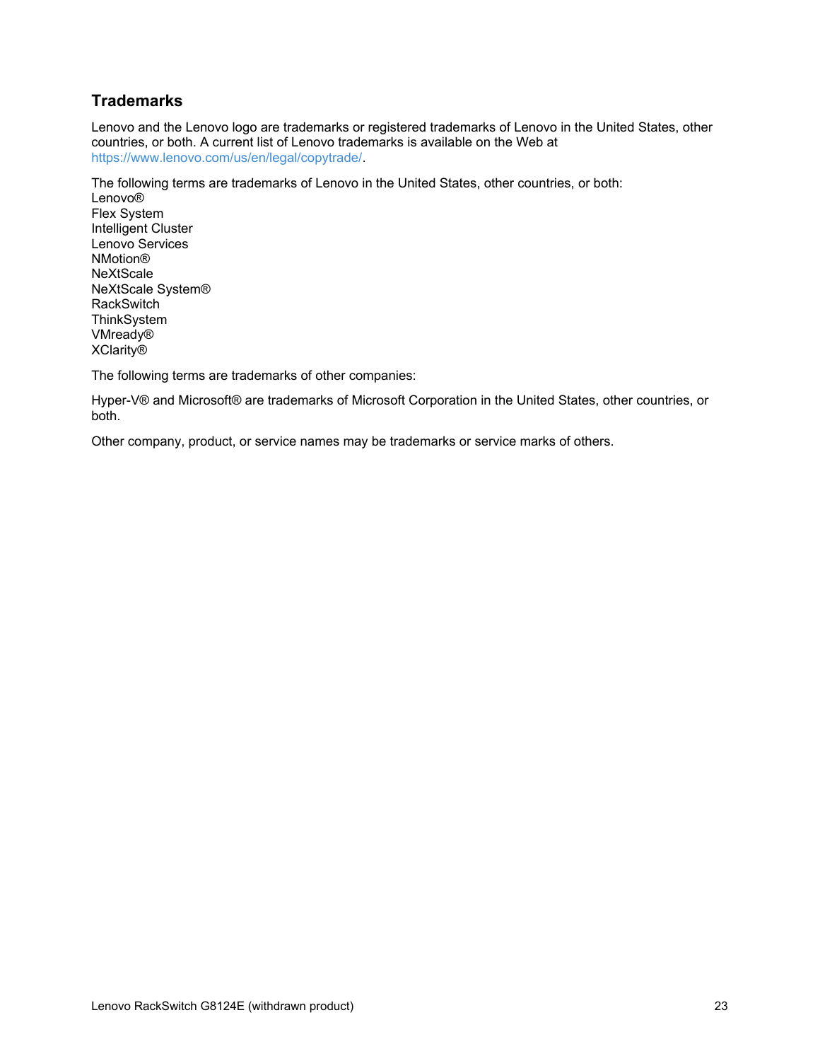## Trademarks

Lenovo and the Lenovo logo are trademarks or registered trademarks of Lenovo in the United States, other countries, or both. A current list of Lenovo trademarks is available on the Web at https://www.lenovo.com/us/en/legal/copytrade/.

The following terms are trademarks of Lenovo in the United States, other countries, or both:
Lenovo®
Flex System
Intelligent Cluster
Lenovo Services
NMotion®
NeXtScale
NeXtScale System®
RackSwitch
ThinkSystem
VMready®
XClarity®

The following terms are trademarks of other companies:

Hyper-V® and Microsoft® are trademarks of Microsoft Corporation in the United States, other countries, or both.

Other company, product, or service names may be trademarks or service marks of others.